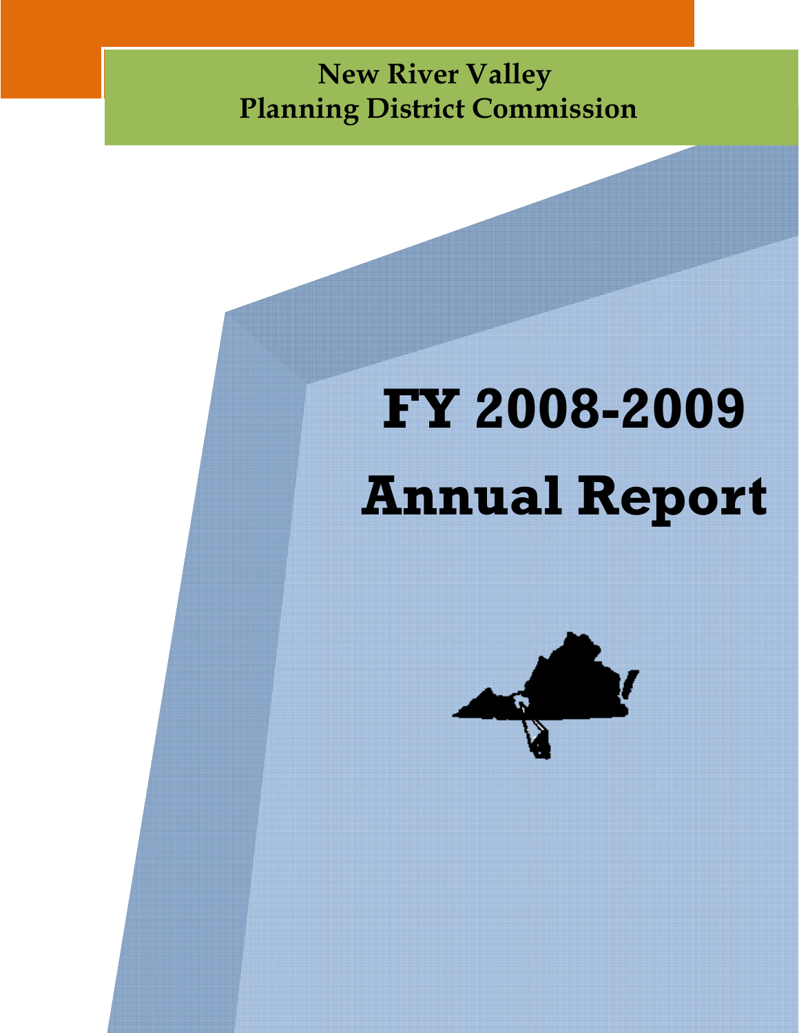New River Valley
Planning District Commission

# FY 2008-2009 Annual Report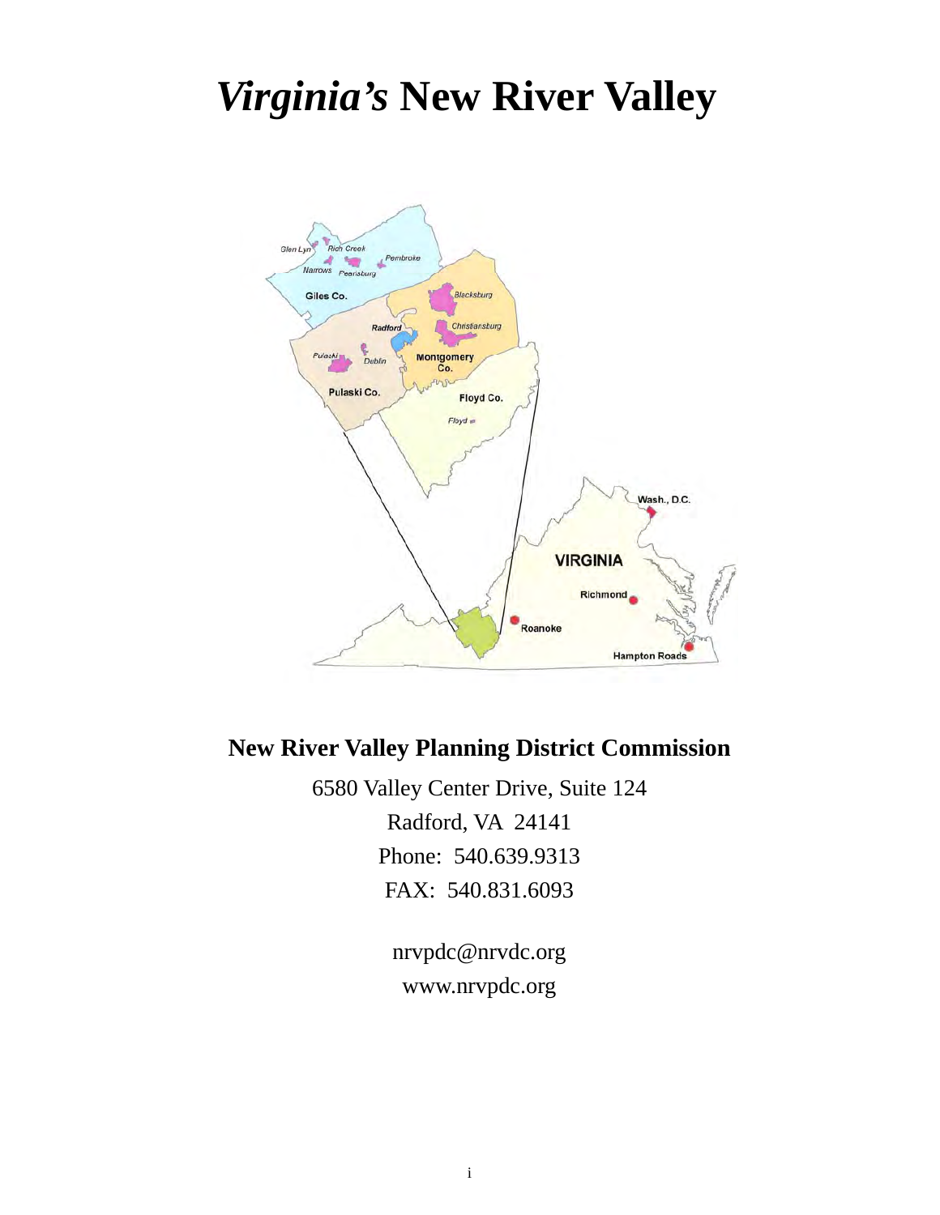# *Virginia's* New River Valley

## New River Valley Planning District Commission

6580 Valley Center Drive, Suite 124

Radford, VA 24141

Phone: 540.639.9313

FAX: 540.831.6093

nrvpdc@nrvdc.org

www.nrvpdc.org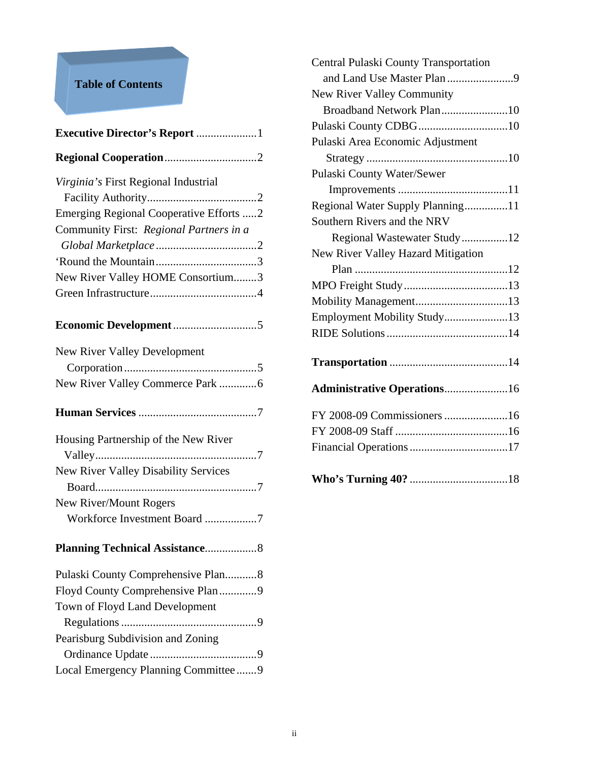# Table of Contents

**Executive Director's Report** .....................1

**Regional Cooperation** ................................2

*Virginia's* First Regional Industrial Facility Authority......................................2
Emerging Regional Cooperative Efforts .....2
Community First: *Regional Partners in a Global Marketplace* ...................................2
'Round the Mountain...................................3
New River Valley HOME Consortium........3
Green Infrastructure.....................................4

**Economic Development** .............................5

New River Valley Development Corporation..............................................5
New River Valley Commerce Park .............6

**Human Services** .........................................7

Housing Partnership of the New River Valley........................................................7
New River Valley Disability Services Board........................................................7
New River/Mount Rogers Workforce Investment Board ..................7

**Planning Technical Assistance**..................8

Pulaski County Comprehensive Plan...........8
Floyd County Comprehensive Plan.............9
Town of Floyd Land Development Regulations ...............................................9
Pearisburg Subdivision and Zoning Ordinance Update .....................................9
Local Emergency Planning Committee .......9
Central Pulaski County Transportation and Land Use Master Plan .......................9
New River Valley Community Broadband Network Plan.......................10
Pulaski County CDBG...............................10
Pulaski Area Economic Adjustment Strategy .................................................10
Pulaski County Water/Sewer Improvements ......................................11
Regional Water Supply Planning...............11
Southern Rivers and the NRV Regional Wastewater Study................12
New River Valley Hazard Mitigation Plan .....................................................12
MPO Freight Study....................................13
Mobility Management................................13
Employment Mobility Study......................13
RIDE Solutions..........................................14

**Transportation** .........................................14

**Administrative Operations**......................16

FY 2008-09 Commissioners ......................16
FY 2008-09 Staff .......................................16
Financial Operations ..................................17

**Who's Turning 40?** ..................................18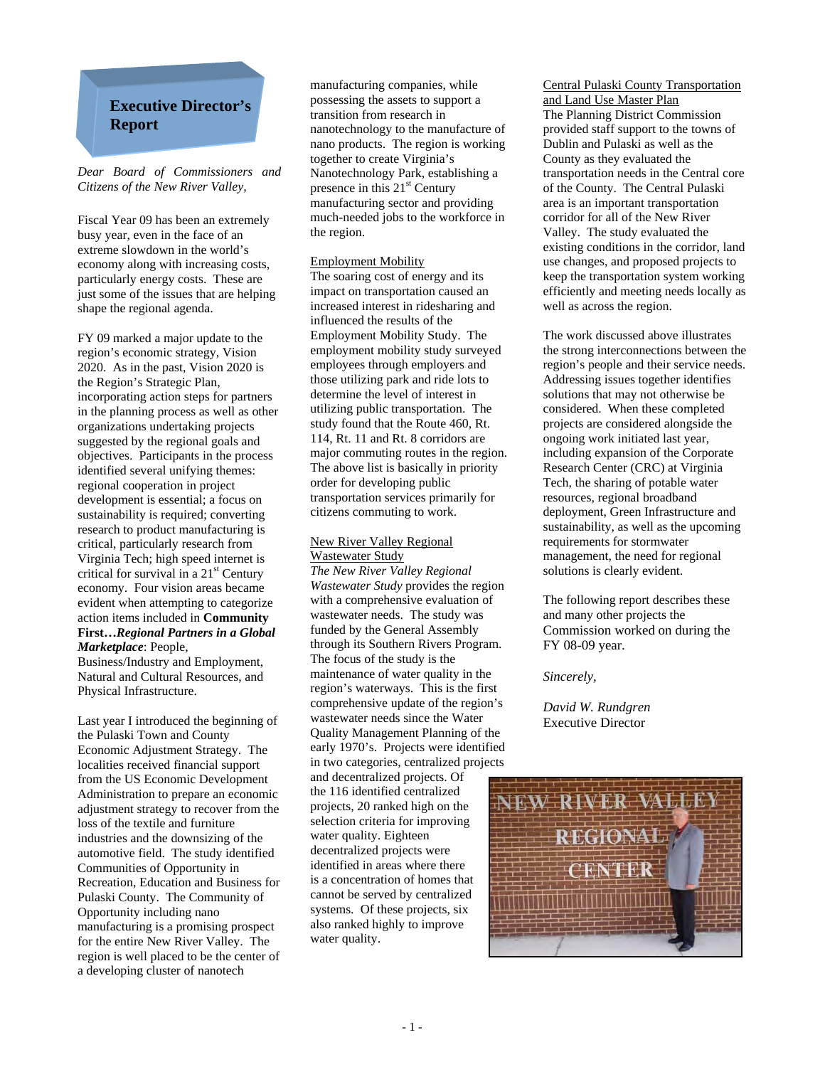# Executive Director's Report

*Dear Board of Commissioners and Citizens of the New River Valley,*

Fiscal Year 09 has been an extremely busy year, even in the face of an extreme slowdown in the world's economy along with increasing costs, particularly energy costs. These are just some of the issues that are helping shape the regional agenda.

FY 09 marked a major update to the region's economic strategy, Vision 2020. As in the past, Vision 2020 is the Region's Strategic Plan, incorporating action steps for partners in the planning process as well as other organizations undertaking projects suggested by the regional goals and objectives. Participants in the process identified several unifying themes: regional cooperation in project development is essential; a focus on sustainability is required; converting research to product manufacturing is critical, particularly research from Virginia Tech; high speed internet is critical for survival in a 21st Century economy. Four vision areas became evident when attempting to categorize action items included in **Community First…*Regional Partners in a Global Marketplace***: People, Business/Industry and Employment, Natural and Cultural Resources, and Physical Infrastructure.

Last year I introduced the beginning of the Pulaski Town and County Economic Adjustment Strategy. The localities received financial support from the US Economic Development Administration to prepare an economic adjustment strategy to recover from the loss of the textile and furniture industries and the downsizing of the automotive field. The study identified Communities of Opportunity in Recreation, Education and Business for Pulaski County. The Community of Opportunity including nano manufacturing is a promising prospect for the entire New River Valley. The region is well placed to be the center of a developing cluster of nanotech manufacturing companies, while possessing the assets to support a transition from research in nanotechnology to the manufacture of nano products. The region is working together to create Virginia's Nanotechnology Park, establishing a presence in this 21st Century manufacturing sector and providing much-needed jobs to the workforce in the region.

<u>Employment Mobility</u>
The soaring cost of energy and its impact on transportation caused an increased interest in ridesharing and influenced the results of the Employment Mobility Study. The employment mobility study surveyed employees through employers and those utilizing park and ride lots to determine the level of interest in utilizing public transportation. The study found that the Route 460, Rt. 114, Rt. 11 and Rt. 8 corridors are major commuting routes in the region. The above list is basically in priority order for developing public transportation services primarily for citizens commuting to work.

<u>New River Valley Regional Wastewater Study</u>
*The New River Valley Regional Wastewater Study* provides the region with a comprehensive evaluation of wastewater needs. The study was funded by the General Assembly through its Southern Rivers Program. The focus of the study is the maintenance of water quality in the region's waterways. This is the first comprehensive update of the region's wastewater needs since the Water Quality Management Planning of the early 1970's. Projects were identified in two categories, centralized projects and decentralized projects. Of the 116 identified centralized projects, 20 ranked high on the selection criteria for improving water quality. Eighteen decentralized projects were identified in areas where there is a concentration of homes that cannot be served by centralized systems. Of these projects, six also ranked highly to improve water quality.

<u>Central Pulaski County Transportation and Land Use Master Plan</u>
The Planning District Commission provided staff support to the towns of Dublin and Pulaski as well as the County as they evaluated the transportation needs in the Central core of the County. The Central Pulaski area is an important transportation corridor for all of the New River Valley. The study evaluated the existing conditions in the corridor, land use changes, and proposed projects to keep the transportation system working efficiently and meeting needs locally as well as across the region.

The work discussed above illustrates the strong interconnections between the region's people and their service needs. Addressing issues together identifies solutions that may not otherwise be considered. When these completed projects are considered alongside the ongoing work initiated last year, including expansion of the Corporate Research Center (CRC) at Virginia Tech, the sharing of potable water resources, regional broadband deployment, Green Infrastructure and sustainability, as well as the upcoming requirements for stormwater management, the need for regional solutions is clearly evident.

The following report describes these and many other projects the Commission worked on during the FY 08-09 year.

*Sincerely,*

*David W. Rundgren*
Executive Director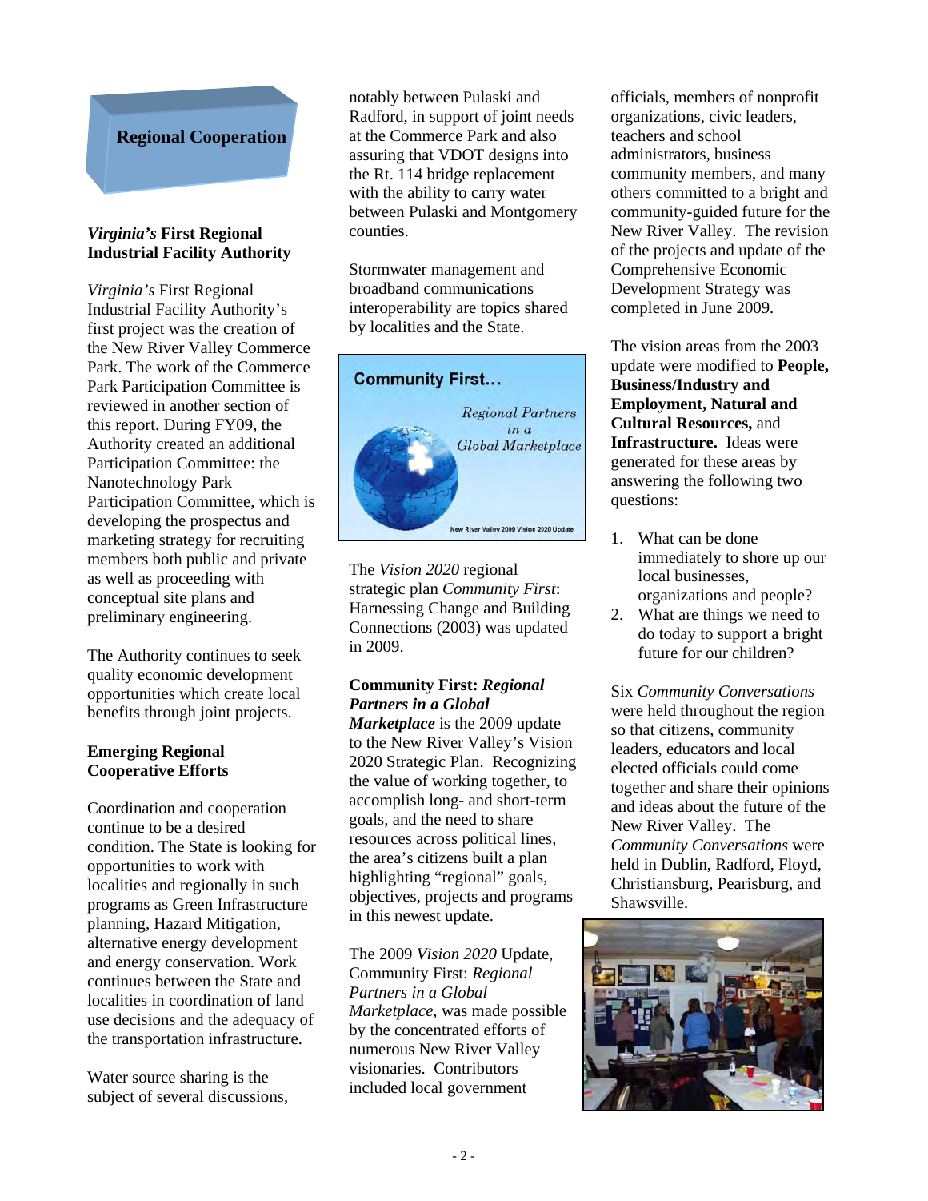## Regional Cooperation

### *Virginia's* First Regional Industrial Facility Authority

*Virginia's* First Regional Industrial Facility Authority's first project was the creation of the New River Valley Commerce Park. The work of the Commerce Park Participation Committee is reviewed in another section of this report. During FY09, the Authority created an additional Participation Committee: the Nanotechnology Park Participation Committee, which is developing the prospectus and marketing strategy for recruiting members both public and private as well as proceeding with conceptual site plans and preliminary engineering.

The Authority continues to seek quality economic development opportunities which create local benefits through joint projects.

### Emerging Regional Cooperative Efforts

Coordination and cooperation continue to be a desired condition. The State is looking for opportunities to work with localities and regionally in such programs as Green Infrastructure planning, Hazard Mitigation, alternative energy development and energy conservation. Work continues between the State and localities in coordination of land use decisions and the adequacy of the transportation infrastructure.

Water source sharing is the subject of several discussions, notably between Pulaski and Radford, in support of joint needs at the Commerce Park and also assuring that VDOT designs into the Rt. 114 bridge replacement with the ability to carry water between Pulaski and Montgomery counties.

Stormwater management and broadband communications interoperability are topics shared by localities and the State.

The *Vision 2020* regional strategic plan *Community First*: Harnessing Change and Building Connections (2003) was updated in 2009.

**Community First: *Regional Partners in a Global Marketplace*** is the 2009 update to the New River Valley's Vision 2020 Strategic Plan. Recognizing the value of working together, to accomplish long- and short-term goals, and the need to share resources across political lines, the area's citizens built a plan highlighting "regional" goals, objectives, projects and programs in this newest update.

The 2009 *Vision 2020* Update, Community First: *Regional Partners in a Global Marketplace*, was made possible by the concentrated efforts of numerous New River Valley visionaries. Contributors included local government officials, members of nonprofit organizations, civic leaders, teachers and school administrators, business community members, and many others committed to a bright and community-guided future for the New River Valley. The revision of the projects and update of the Comprehensive Economic Development Strategy was completed in June 2009.

The vision areas from the 2003 update were modified to **People, Business/Industry and Employment, Natural and Cultural Resources,** and **Infrastructure.** Ideas were generated for these areas by answering the following two questions:

1. What can be done immediately to shore up our local businesses, organizations and people?
2. What are things we need to do today to support a bright future for our children?

Six *Community Conversations* were held throughout the region so that citizens, community leaders, educators and local elected officials could come together and share their opinions and ideas about the future of the New River Valley. The *Community Conversations* were held in Dublin, Radford, Floyd, Christiansburg, Pearisburg, and Shawsville.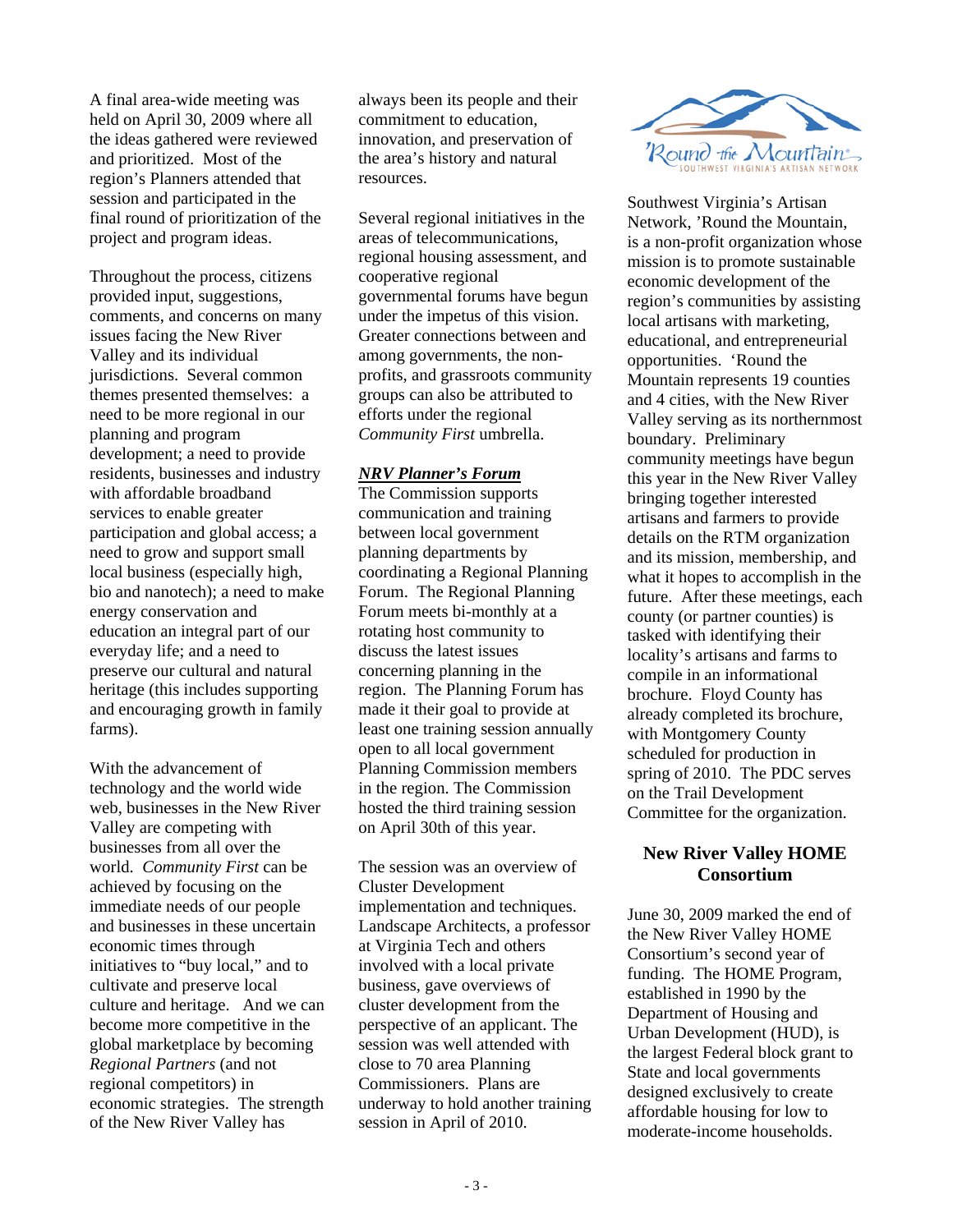A final area-wide meeting was held on April 30, 2009 where all the ideas gathered were reviewed and prioritized. Most of the region's Planners attended that session and participated in the final round of prioritization of the project and program ideas.

Throughout the process, citizens provided input, suggestions, comments, and concerns on many issues facing the New River Valley and its individual jurisdictions. Several common themes presented themselves: a need to be more regional in our planning and program development; a need to provide residents, businesses and industry with affordable broadband services to enable greater participation and global access; a need to grow and support small local business (especially high, bio and nanotech); a need to make energy conservation and education an integral part of our everyday life; and a need to preserve our cultural and natural heritage (this includes supporting and encouraging growth in family farms).

With the advancement of technology and the world wide web, businesses in the New River Valley are competing with businesses from all over the world. *Community First* can be achieved by focusing on the immediate needs of our people and businesses in these uncertain economic times through initiatives to "buy local," and to cultivate and preserve local culture and heritage. And we can become more competitive in the global marketplace by becoming *Regional Partners* (and not regional competitors) in economic strategies. The strength of the New River Valley has always been its people and their commitment to education, innovation, and preservation of the area's history and natural resources.

Several regional initiatives in the areas of telecommunications, regional housing assessment, and cooperative regional governmental forums have begun under the impetus of this vision. Greater connections between and among governments, the non-profits, and grassroots community groups can also be attributed to efforts under the regional *Community First* umbrella.

***NRV Planner's Forum***

The Commission supports communication and training between local government planning departments by coordinating a Regional Planning Forum. The Regional Planning Forum meets bi-monthly at a rotating host community to discuss the latest issues concerning planning in the region. The Planning Forum has made it their goal to provide at least one training session annually open to all local government Planning Commission members in the region. The Commission hosted the third training session on April 30th of this year.

The session was an overview of Cluster Development implementation and techniques. Landscape Architects, a professor at Virginia Tech and others involved with a local private business, gave overviews of cluster development from the perspective of an applicant. The session was well attended with close to 70 area Planning Commissioners. Plans are underway to hold another training session in April of 2010.

'Round the Mountain
SOUTHWEST VIRGINIA'S ARTISAN NETWORK

Southwest Virginia's Artisan Network, 'Round the Mountain, is a non-profit organization whose mission is to promote sustainable economic development of the region's communities by assisting local artisans with marketing, educational, and entrepreneurial opportunities. 'Round the Mountain represents 19 counties and 4 cities, with the New River Valley serving as its northernmost boundary. Preliminary community meetings have begun this year in the New River Valley bringing together interested artisans and farmers to provide details on the RTM organization and its mission, membership, and what it hopes to accomplish in the future. After these meetings, each county (or partner counties) is tasked with identifying their locality's artisans and farms to compile in an informational brochure. Floyd County has already completed its brochure, with Montgomery County scheduled for production in spring of 2010. The PDC serves on the Trail Development Committee for the organization.

## New River Valley HOME Consortium

June 30, 2009 marked the end of the New River Valley HOME Consortium's second year of funding. The HOME Program, established in 1990 by the Department of Housing and Urban Development (HUD), is the largest Federal block grant to State and local governments designed exclusively to create affordable housing for low to moderate-income households.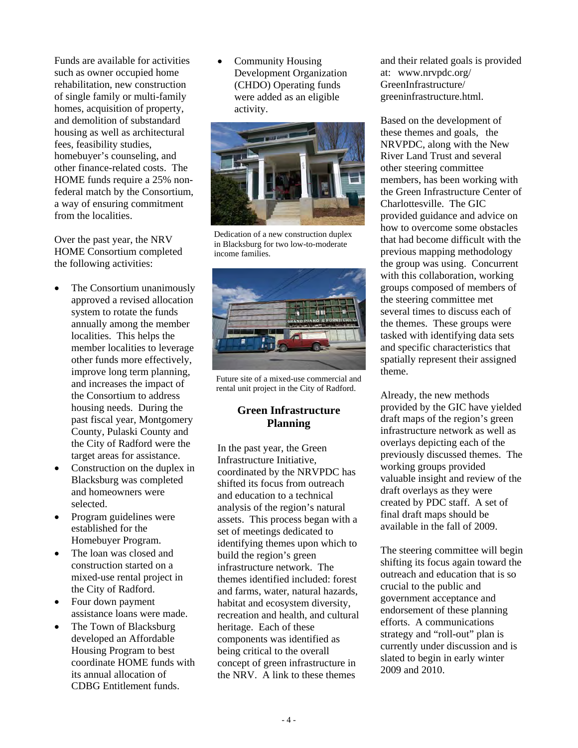Funds are available for activities such as owner occupied home rehabilitation, new construction of single family or multi-family homes, acquisition of property, and demolition of substandard housing as well as architectural fees, feasibility studies, homebuyer's counseling, and other finance-related costs. The HOME funds require a 25% non-federal match by the Consortium, a way of ensuring commitment from the localities.

Over the past year, the NRV HOME Consortium completed the following activities:

- The Consortium unanimously approved a revised allocation system to rotate the funds annually among the member localities. This helps the member localities to leverage other funds more effectively, improve long term planning, and increases the impact of the Consortium to address housing needs. During the past fiscal year, Montgomery County, Pulaski County and the City of Radford were the target areas for assistance.
- Construction on the duplex in Blacksburg was completed and homeowners were selected.
- Program guidelines were established for the Homebuyer Program.
- The loan was closed and construction started on a mixed-use rental project in the City of Radford.
- Four down payment assistance loans were made.
- The Town of Blacksburg developed an Affordable Housing Program to best coordinate HOME funds with its annual allocation of CDBG Entitlement funds.
- Community Housing Development Organization (CHDO) Operating funds were added as an eligible activity.

Dedication of a new construction duplex in Blacksburg for two low-to-moderate income families.

Future site of a mixed-use commercial and rental unit project in the City of Radford.

## Green Infrastructure Planning

In the past year, the Green Infrastructure Initiative, coordinated by the NRVPDC has shifted its focus from outreach and education to a technical analysis of the region's natural assets. This process began with a set of meetings dedicated to identifying themes upon which to build the region's green infrastructure network. The themes identified included: forest and farms, water, natural hazards, habitat and ecosystem diversity, recreation and health, and cultural heritage. Each of these components was identified as being critical to the overall concept of green infrastructure in the NRV. A link to these themes and their related goals is provided at: www.nrvpdc.org/GreenInfrastructure/greeninfrastructure.html.

Based on the development of these themes and goals, the NRVPDC, along with the New River Land Trust and several other steering committee members, has been working with the Green Infrastructure Center of Charlottesville. The GIC provided guidance and advice on how to overcome some obstacles that had become difficult with the previous mapping methodology the group was using. Concurrent with this collaboration, working groups composed of members of the steering committee met several times to discuss each of the themes. These groups were tasked with identifying data sets and specific characteristics that spatially represent their assigned theme.

Already, the new methods provided by the GIC have yielded draft maps of the region's green infrastructure network as well as overlays depicting each of the previously discussed themes. The working groups provided valuable insight and review of the draft overlays as they were created by PDC staff. A set of final draft maps should be available in the fall of 2009.

The steering committee will begin shifting its focus again toward the outreach and education that is so crucial to the public and government acceptance and endorsement of these planning efforts. A communications strategy and "roll-out" plan is currently under discussion and is slated to begin in early winter 2009 and 2010.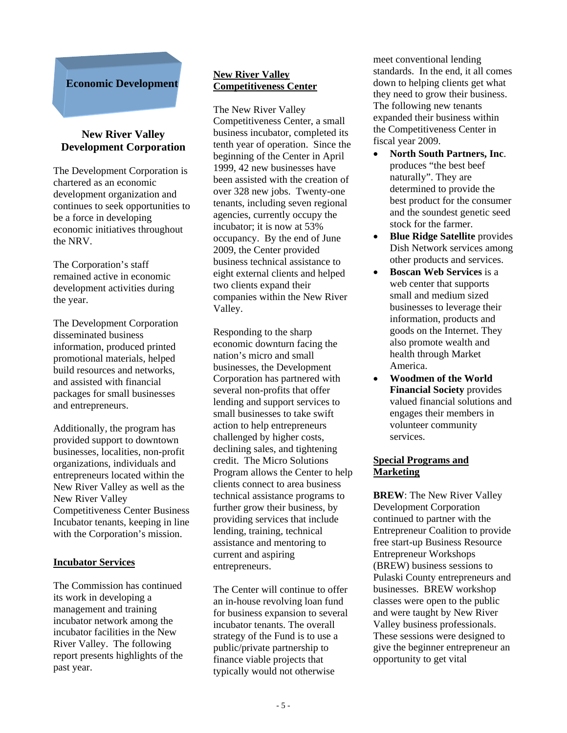# Economic Development

## New River Valley Development Corporation

The Development Corporation is chartered as an economic development organization and continues to seek opportunities to be a force in developing economic initiatives throughout the NRV.

The Corporation's staff remained active in economic development activities during the year.

The Development Corporation disseminated business information, produced printed promotional materials, helped build resources and networks, and assisted with financial packages for small businesses and entrepreneurs.

Additionally, the program has provided support to downtown businesses, localities, non-profit organizations, individuals and entrepreneurs located within the New River Valley as well as the New River Valley Competitiveness Center Business Incubator tenants, keeping in line with the Corporation's mission.

### Incubator Services

The Commission has continued its work in developing a management and training incubator network among the incubator facilities in the New River Valley. The following report presents highlights of the past year.

### New River Valley Competitiveness Center

The New River Valley Competitiveness Center, a small business incubator, completed its tenth year of operation. Since the beginning of the Center in April 1999, 42 new businesses have been assisted with the creation of over 328 new jobs. Twenty-one tenants, including seven regional agencies, currently occupy the incubator; it is now at 53% occupancy. By the end of June 2009, the Center provided business technical assistance to eight external clients and helped two clients expand their companies within the New River Valley.

Responding to the sharp economic downturn facing the nation's micro and small businesses, the Development Corporation has partnered with several non-profits that offer lending and support services to small businesses to take swift action to help entrepreneurs challenged by higher costs, declining sales, and tightening credit. The Micro Solutions Program allows the Center to help clients connect to area business technical assistance programs to further grow their business, by providing services that include lending, training, technical assistance and mentoring to current and aspiring entrepreneurs.

The Center will continue to offer an in-house revolving loan fund for business expansion to several incubator tenants. The overall strategy of the Fund is to use a public/private partnership to finance viable projects that typically would not otherwise meet conventional lending standards. In the end, it all comes down to helping clients get what they need to grow their business. The following new tenants expanded their business within the Competitiveness Center in fiscal year 2009.

- **North South Partners, Inc**. produces "the best beef naturally". They are determined to provide the best product for the consumer and the soundest genetic seed stock for the farmer.
- **Blue Ridge Satellite** provides Dish Network services among other products and services.
- **Boscan Web Services** is a web center that supports small and medium sized businesses to leverage their information, products and goods on the Internet. They also promote wealth and health through Market America.
- **Woodmen of the World Financial Society** provides valued financial solutions and engages their members in volunteer community services.

### Special Programs and Marketing

**BREW**: The New River Valley Development Corporation continued to partner with the Entrepreneur Coalition to provide free start-up Business Resource Entrepreneur Workshops (BREW) business sessions to Pulaski County entrepreneurs and businesses. BREW workshop classes were open to the public and were taught by New River Valley business professionals. These sessions were designed to give the beginner entrepreneur an opportunity to get vital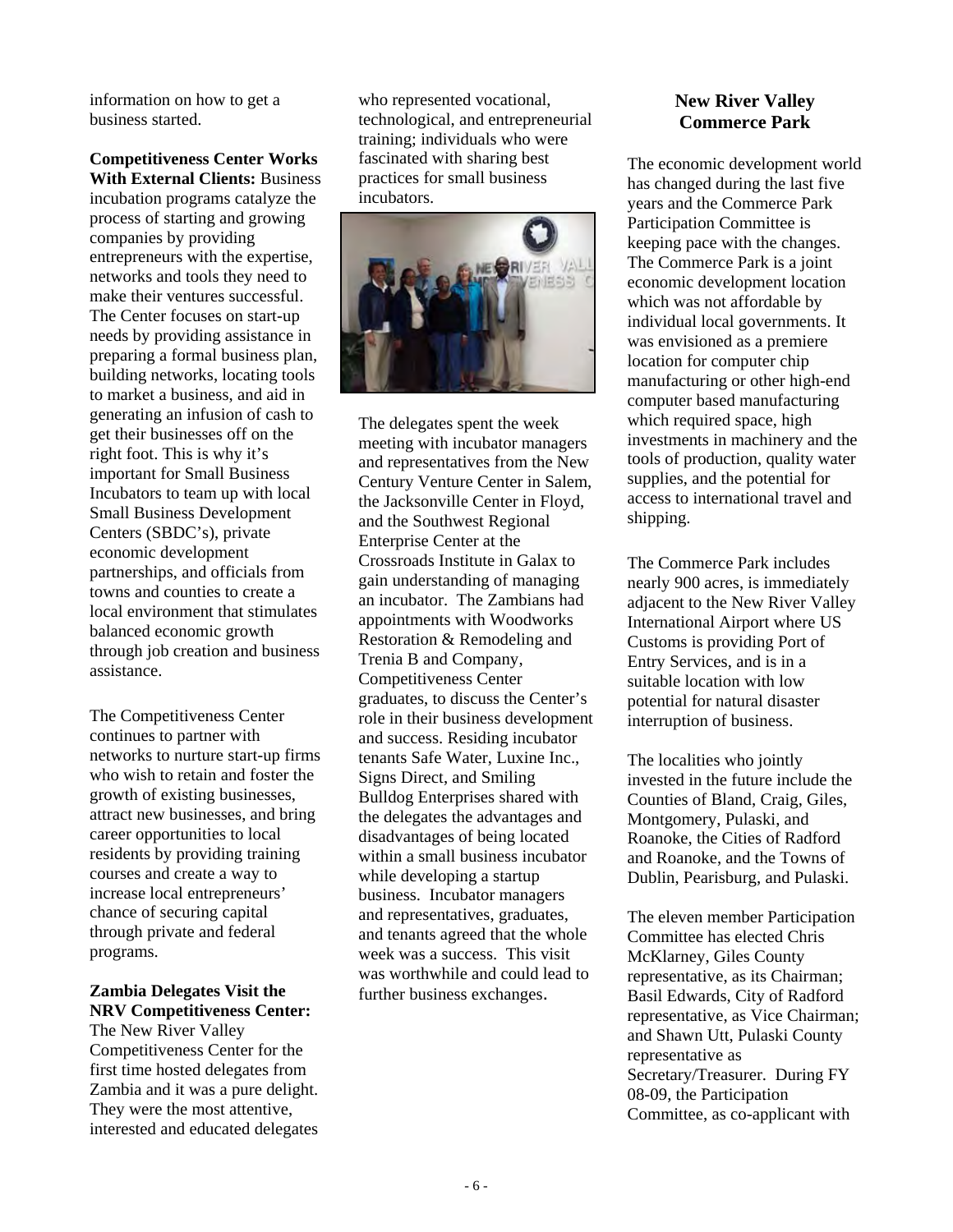information on how to get a business started.

**Competitiveness Center Works With External Clients:** Business incubation programs catalyze the process of starting and growing companies by providing entrepreneurs with the expertise, networks and tools they need to make their ventures successful. The Center focuses on start-up needs by providing assistance in preparing a formal business plan, building networks, locating tools to market a business, and aid in generating an infusion of cash to get their businesses off on the right foot. This is why it's important for Small Business Incubators to team up with local Small Business Development Centers (SBDC's), private economic development partnerships, and officials from towns and counties to create a local environment that stimulates balanced economic growth through job creation and business assistance.

The Competitiveness Center continues to partner with networks to nurture start-up firms who wish to retain and foster the growth of existing businesses, attract new businesses, and bring career opportunities to local residents by providing training courses and create a way to increase local entrepreneurs' chance of securing capital through private and federal programs.

**Zambia Delegates Visit the NRV Competitiveness Center:** The New River Valley Competitiveness Center for the first time hosted delegates from Zambia and it was a pure delight. They were the most attentive, interested and educated delegates who represented vocational, technological, and entrepreneurial training; individuals who were fascinated with sharing best practices for small business incubators.

The delegates spent the week meeting with incubator managers and representatives from the New Century Venture Center in Salem, the Jacksonville Center in Floyd, and the Southwest Regional Enterprise Center at the Crossroads Institute in Galax to gain understanding of managing an incubator. The Zambians had appointments with Woodworks Restoration & Remodeling and Trenia B and Company, Competitiveness Center graduates, to discuss the Center's role in their business development and success. Residing incubator tenants Safe Water, Luxine Inc., Signs Direct, and Smiling Bulldog Enterprises shared with the delegates the advantages and disadvantages of being located within a small business incubator while developing a startup business. Incubator managers and representatives, graduates, and tenants agreed that the whole week was a success. This visit was worthwhile and could lead to further business exchanges.

## New River Valley Commerce Park

The economic development world has changed during the last five years and the Commerce Park Participation Committee is keeping pace with the changes. The Commerce Park is a joint economic development location which was not affordable by individual local governments. It was envisioned as a premiere location for computer chip manufacturing or other high-end computer based manufacturing which required space, high investments in machinery and the tools of production, quality water supplies, and the potential for access to international travel and shipping.

The Commerce Park includes nearly 900 acres, is immediately adjacent to the New River Valley International Airport where US Customs is providing Port of Entry Services, and is in a suitable location with low potential for natural disaster interruption of business.

The localities who jointly invested in the future include the Counties of Bland, Craig, Giles, Montgomery, Pulaski, and Roanoke, the Cities of Radford and Roanoke, and the Towns of Dublin, Pearisburg, and Pulaski.

The eleven member Participation Committee has elected Chris McKlarney, Giles County representative, as its Chairman; Basil Edwards, City of Radford representative, as Vice Chairman; and Shawn Utt, Pulaski County representative as Secretary/Treasurer. During FY 08-09, the Participation Committee, as co-applicant with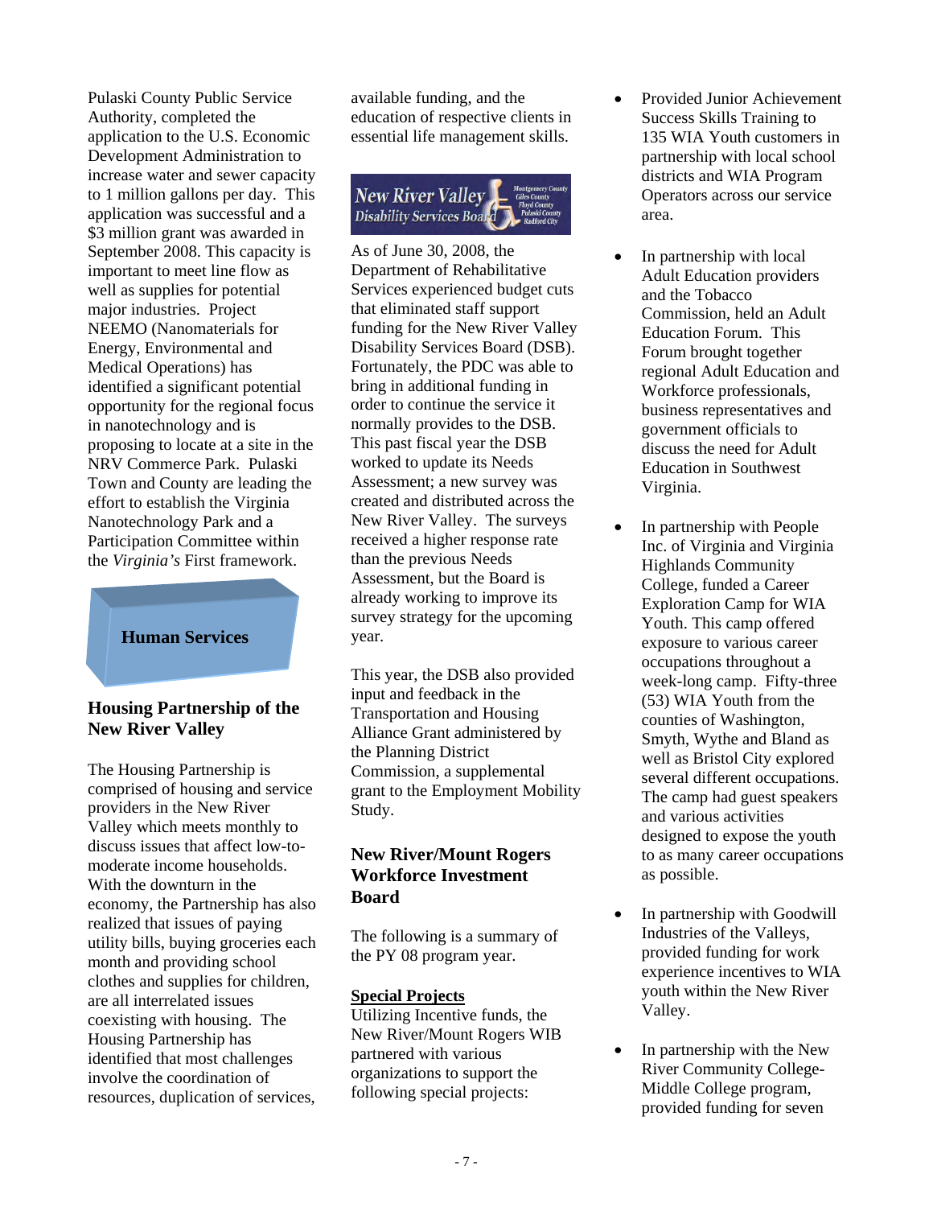Pulaski County Public Service Authority, completed the application to the U.S. Economic Development Administration to increase water and sewer capacity to 1 million gallons per day. This application was successful and a $3 million grant was awarded in September 2008. This capacity is important to meet line flow as well as supplies for potential major industries. Project NEEMO (Nanomaterials for Energy, Environmental and Medical Operations) has identified a significant potential opportunity for the regional focus in nanotechnology and is proposing to locate at a site in the NRV Commerce Park. Pulaski Town and County are leading the effort to establish the Virginia Nanotechnology Park and a Participation Committee within the *Virginia's* First framework.

## Human Services

### Housing Partnership of the New River Valley

The Housing Partnership is comprised of housing and service providers in the New River Valley which meets monthly to discuss issues that affect low-to-moderate income households. With the downturn in the economy, the Partnership has also realized that issues of paying utility bills, buying groceries each month and providing school clothes and supplies for children, are all interrelated issues coexisting with housing. The Housing Partnership has identified that most challenges involve the coordination of resources, duplication of services, available funding, and the education of respective clients in essential life management skills.

New River Valley Disability Services Board — Montgomery County, Giles County, Floyd County, Pulaski County, Radford City

As of June 30, 2008, the Department of Rehabilitative Services experienced budget cuts that eliminated staff support funding for the New River Valley Disability Services Board (DSB). Fortunately, the PDC was able to bring in additional funding in order to continue the service it normally provides to the DSB. This past fiscal year the DSB worked to update its Needs Assessment; a new survey was created and distributed across the New River Valley. The surveys received a higher response rate than the previous Needs Assessment, but the Board is already working to improve its survey strategy for the upcoming year.

This year, the DSB also provided input and feedback in the Transportation and Housing Alliance Grant administered by the Planning District Commission, a supplemental grant to the Employment Mobility Study.

### New River/Mount Rogers Workforce Investment Board

The following is a summary of the PY 08 program year.

**Special Projects**

Utilizing Incentive funds, the New River/Mount Rogers WIB partnered with various organizations to support the following special projects:

- Provided Junior Achievement Success Skills Training to 135 WIA Youth customers in partnership with local school districts and WIA Program Operators across our service area.
- In partnership with local Adult Education providers and the Tobacco Commission, held an Adult Education Forum. This Forum brought together regional Adult Education and Workforce professionals, business representatives and government officials to discuss the need for Adult Education in Southwest Virginia.
- In partnership with People Inc. of Virginia and Virginia Highlands Community College, funded a Career Exploration Camp for WIA Youth. This camp offered exposure to various career occupations throughout a week-long camp. Fifty-three (53) WIA Youth from the counties of Washington, Smyth, Wythe and Bland as well as Bristol City explored several different occupations. The camp had guest speakers and various activities designed to expose the youth to as many career occupations as possible.
- In partnership with Goodwill Industries of the Valleys, provided funding for work experience incentives to WIA youth within the New River Valley.
- In partnership with the New River Community College-Middle College program, provided funding for seven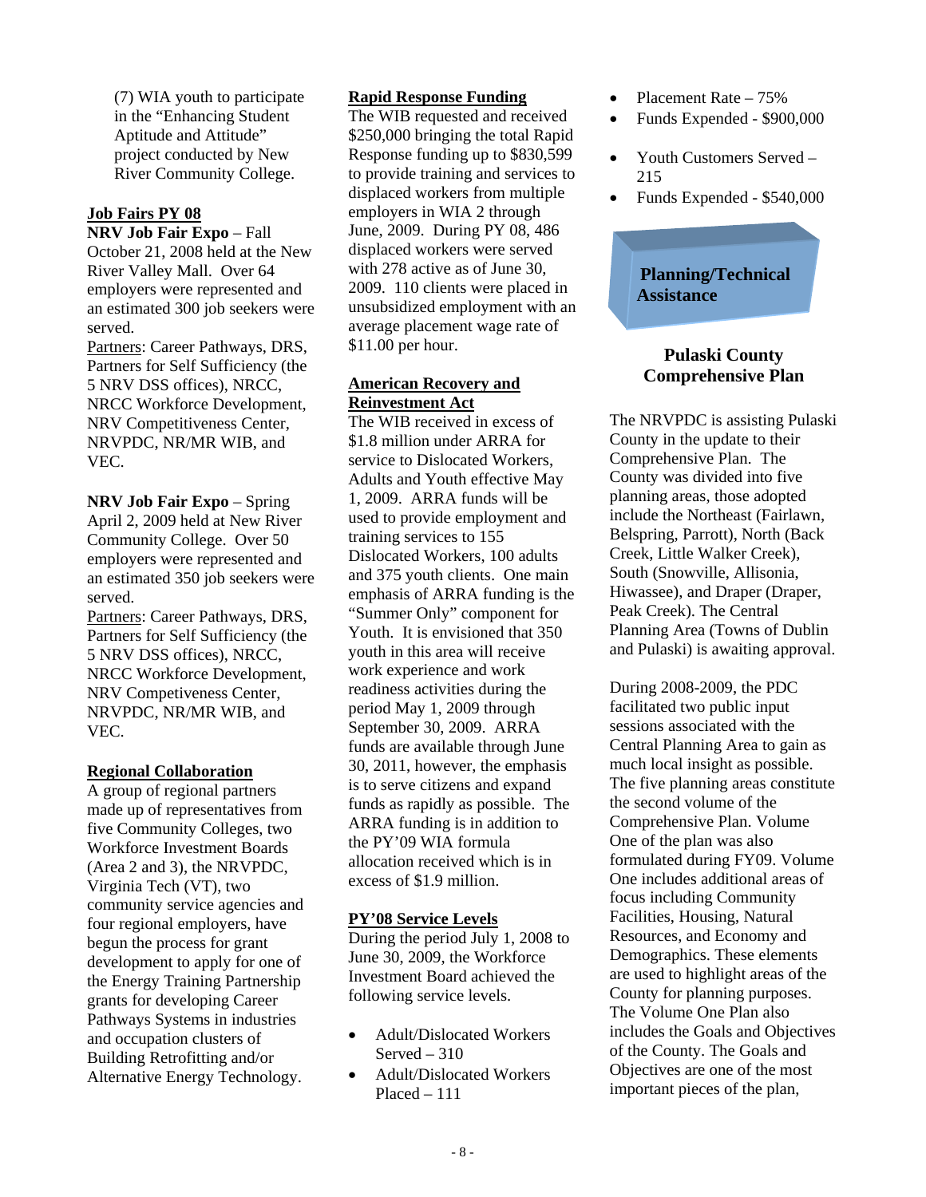(7) WIA youth to participate in the "Enhancing Student Aptitude and Attitude" project conducted by New River Community College.

**Job Fairs PY 08**

**NRV Job Fair Expo** – Fall October 21, 2008 held at the New River Valley Mall. Over 64 employers were represented and an estimated 300 job seekers were served.

Partners: Career Pathways, DRS, Partners for Self Sufficiency (the 5 NRV DSS offices), NRCC, NRCC Workforce Development, NRV Competitiveness Center, NRVPDC, NR/MR WIB, and VEC.

**NRV Job Fair Expo** – Spring April 2, 2009 held at New River Community College. Over 50 employers were represented and an estimated 350 job seekers were served.

Partners: Career Pathways, DRS, Partners for Self Sufficiency (the 5 NRV DSS offices), NRCC, NRCC Workforce Development, NRV Competeiveness Center, NRVPDC, NR/MR WIB, and VEC.

**Regional Collaboration**

A group of regional partners made up of representatives from five Community Colleges, two Workforce Investment Boards (Area 2 and 3), the NRVPDC, Virginia Tech (VT), two community service agencies and four regional employers, have begun the process for grant development to apply for one of the Energy Training Partnership grants for developing Career Pathways Systems in industries and occupation clusters of Building Retrofitting and/or Alternative Energy Technology.

**Rapid Response Funding**

The WIB requested and received $250,000 bringing the total Rapid Response funding up to $830,599 to provide training and services to displaced workers from multiple employers in WIA 2 through June, 2009. During PY 08, 486 displaced workers were served with 278 active as of June 30, 2009. 110 clients were placed in unsubsidized employment with an average placement wage rate of $11.00 per hour.

**American Recovery and Reinvestment Act**

The WIB received in excess of $1.8 million under ARRA for service to Dislocated Workers, Adults and Youth effective May 1, 2009. ARRA funds will be used to provide employment and training services to 155 Dislocated Workers, 100 adults and 375 youth clients. One main emphasis of ARRA funding is the "Summer Only" component for Youth. It is envisioned that 350 youth in this area will receive work experience and work readiness activities during the period May 1, 2009 through September 30, 2009. ARRA funds are available through June 30, 2011, however, the emphasis is to serve citizens and expand funds as rapidly as possible. The ARRA funding is in addition to the PY'09 WIA formula allocation received which is in excess of $1.9 million.

**PY'08 Service Levels**

During the period July 1, 2008 to June 30, 2009, the Workforce Investment Board achieved the following service levels.

- Adult/Dislocated Workers Served – 310
- Adult/Dislocated Workers Placed – 111
- Placement Rate – 75%
- Funds Expended - $900,000
- Youth Customers Served – 215
- Funds Expended - $540,000

## Planning/Technical Assistance

### Pulaski County Comprehensive Plan

The NRVPDC is assisting Pulaski County in the update to their Comprehensive Plan. The County was divided into five planning areas, those adopted include the Northeast (Fairlawn, Belspring, Parrott), North (Back Creek, Little Walker Creek), South (Snowville, Allisonia, Hiwassee), and Draper (Draper, Peak Creek). The Central Planning Area (Towns of Dublin and Pulaski) is awaiting approval.

During 2008-2009, the PDC facilitated two public input sessions associated with the Central Planning Area to gain as much local insight as possible. The five planning areas constitute the second volume of the Comprehensive Plan. Volume One of the plan was also formulated during FY09. Volume One includes additional areas of focus including Community Facilities, Housing, Natural Resources, and Economy and Demographics. These elements are used to highlight areas of the County for planning purposes. The Volume One Plan also includes the Goals and Objectives of the County. The Goals and Objectives are one of the most important pieces of the plan,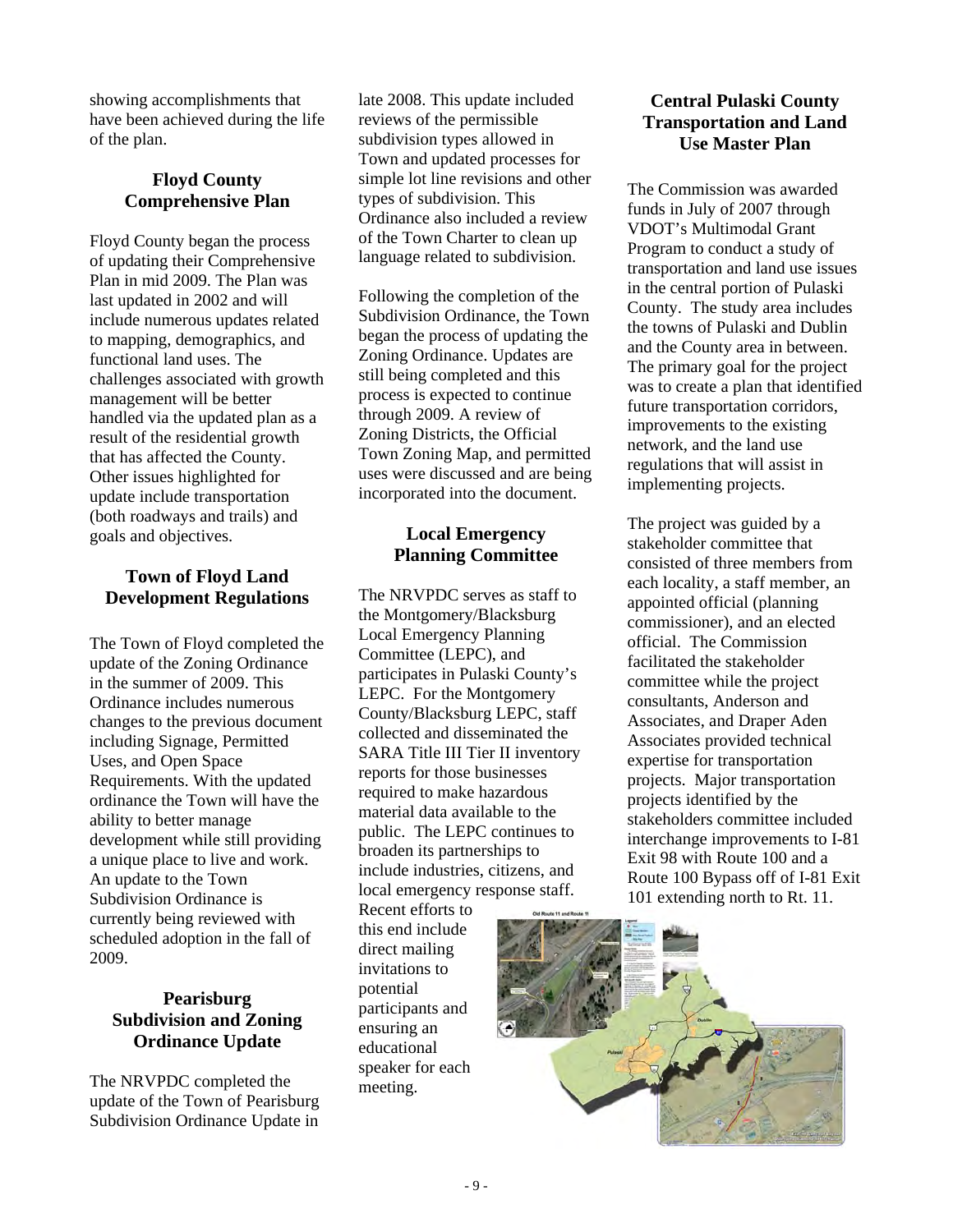showing accomplishments that have been achieved during the life of the plan.

### Floyd County Comprehensive Plan

Floyd County began the process of updating their Comprehensive Plan in mid 2009. The Plan was last updated in 2002 and will include numerous updates related to mapping, demographics, and functional land uses. The challenges associated with growth management will be better handled via the updated plan as a result of the residential growth that has affected the County. Other issues highlighted for update include transportation (both roadways and trails) and goals and objectives.

### Town of Floyd Land Development Regulations

The Town of Floyd completed the update of the Zoning Ordinance in the summer of 2009. This Ordinance includes numerous changes to the previous document including Signage, Permitted Uses, and Open Space Requirements. With the updated ordinance the Town will have the ability to better manage development while still providing a unique place to live and work. An update to the Town Subdivision Ordinance is currently being reviewed with scheduled adoption in the fall of 2009.

### Pearisburg Subdivision and Zoning Ordinance Update

The NRVPDC completed the update of the Town of Pearisburg Subdivision Ordinance Update in late 2008. This update included reviews of the permissible subdivision types allowed in Town and updated processes for simple lot line revisions and other types of subdivision. This Ordinance also included a review of the Town Charter to clean up language related to subdivision.

Following the completion of the Subdivision Ordinance, the Town began the process of updating the Zoning Ordinance. Updates are still being completed and this process is expected to continue through 2009. A review of Zoning Districts, the Official Town Zoning Map, and permitted uses were discussed and are being incorporated into the document.

### Local Emergency Planning Committee

The NRVPDC serves as staff to the Montgomery/Blacksburg Local Emergency Planning Committee (LEPC), and participates in Pulaski County's LEPC. For the Montgomery County/Blacksburg LEPC, staff collected and disseminated the SARA Title III Tier II inventory reports for those businesses required to make hazardous material data available to the public. The LEPC continues to broaden its partnerships to include industries, citizens, and local emergency response staff. Recent efforts to this end include direct mailing invitations to potential participants and ensuring an educational speaker for each meeting.

### Central Pulaski County Transportation and Land Use Master Plan

The Commission was awarded funds in July of 2007 through VDOT's Multimodal Grant Program to conduct a study of transportation and land use issues in the central portion of Pulaski County. The study area includes the towns of Pulaski and Dublin and the County area in between. The primary goal for the project was to create a plan that identified future transportation corridors, improvements to the existing network, and the land use regulations that will assist in implementing projects.

The project was guided by a stakeholder committee that consisted of three members from each locality, a staff member, an appointed official (planning commissioner), and an elected official. The Commission facilitated the stakeholder committee while the project consultants, Anderson and Associates, and Draper Aden Associates provided technical expertise for transportation projects. Major transportation projects identified by the stakeholders committee included interchange improvements to I-81 Exit 98 with Route 100 and a Route 100 Bypass off of I-81 Exit 101 extending north to Rt. 11.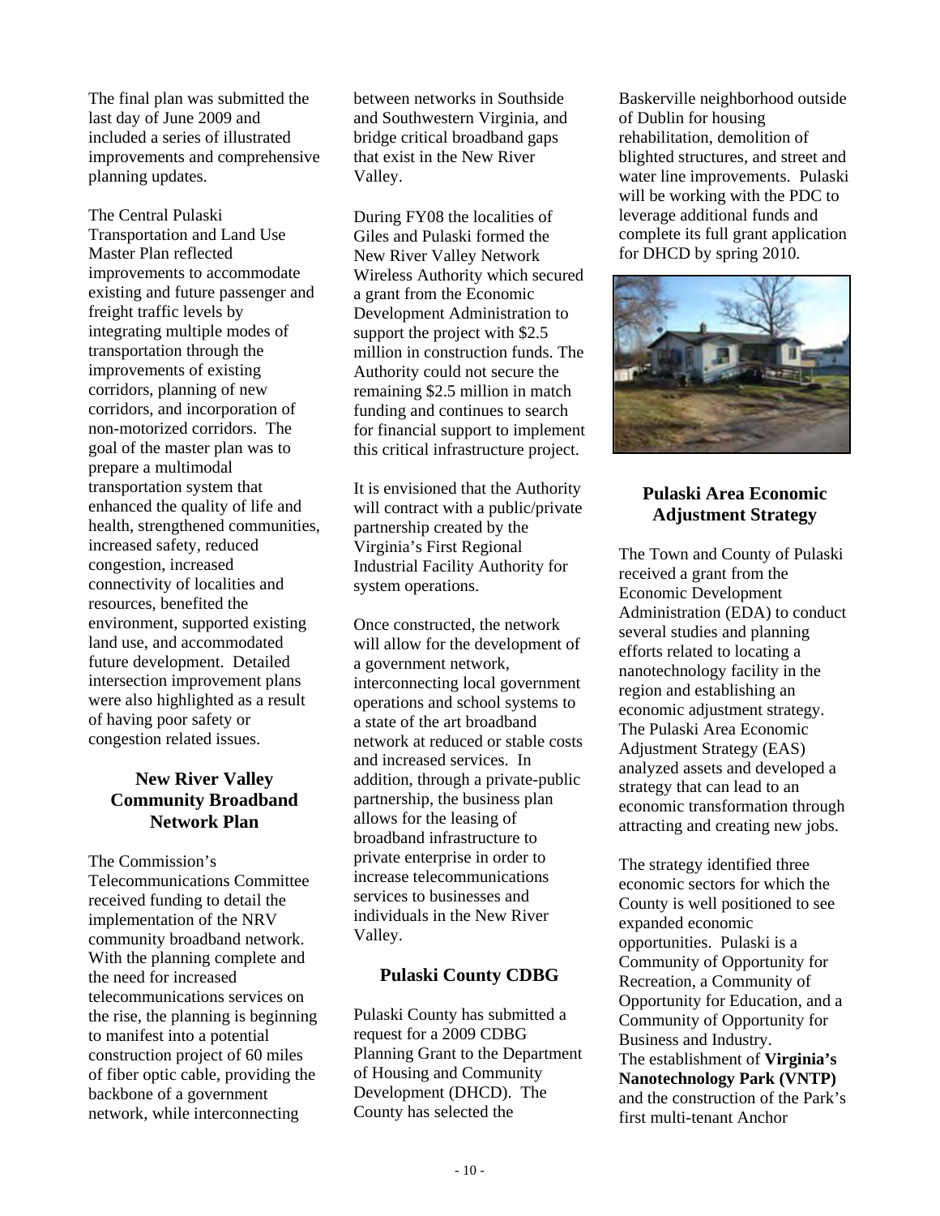The final plan was submitted the last day of June 2009 and included a series of illustrated improvements and comprehensive planning updates.

The Central Pulaski Transportation and Land Use Master Plan reflected improvements to accommodate existing and future passenger and freight traffic levels by integrating multiple modes of transportation through the improvements of existing corridors, planning of new corridors, and incorporation of non-motorized corridors. The goal of the master plan was to prepare a multimodal transportation system that enhanced the quality of life and health, strengthened communities, increased safety, reduced congestion, increased connectivity of localities and resources, benefited the environment, supported existing land use, and accommodated future development. Detailed intersection improvement plans were also highlighted as a result of having poor safety or congestion related issues.

## New River Valley Community Broadband Network Plan

The Commission's Telecommunications Committee received funding to detail the implementation of the NRV community broadband network. With the planning complete and the need for increased telecommunications services on the rise, the planning is beginning to manifest into a potential construction project of 60 miles of fiber optic cable, providing the backbone of a government network, while interconnecting between networks in Southside and Southwestern Virginia, and bridge critical broadband gaps that exist in the New River Valley.

During FY08 the localities of Giles and Pulaski formed the New River Valley Network Wireless Authority which secured a grant from the Economic Development Administration to support the project with $2.5 million in construction funds. The Authority could not secure the remaining $2.5 million in match funding and continues to search for financial support to implement this critical infrastructure project.

It is envisioned that the Authority will contract with a public/private partnership created by the Virginia's First Regional Industrial Facility Authority for system operations.

Once constructed, the network will allow for the development of a government network, interconnecting local government operations and school systems to a state of the art broadband network at reduced or stable costs and increased services. In addition, through a private-public partnership, the business plan allows for the leasing of broadband infrastructure to private enterprise in order to increase telecommunications services to businesses and individuals in the New River Valley.

## Pulaski County CDBG

Pulaski County has submitted a request for a 2009 CDBG Planning Grant to the Department of Housing and Community Development (DHCD). The County has selected the Baskerville neighborhood outside of Dublin for housing rehabilitation, demolition of blighted structures, and street and water line improvements. Pulaski will be working with the PDC to leverage additional funds and complete its full grant application for DHCD by spring 2010.

## Pulaski Area Economic Adjustment Strategy

The Town and County of Pulaski received a grant from the Economic Development Administration (EDA) to conduct several studies and planning efforts related to locating a nanotechnology facility in the region and establishing an economic adjustment strategy. The Pulaski Area Economic Adjustment Strategy (EAS) analyzed assets and developed a strategy that can lead to an economic transformation through attracting and creating new jobs.

The strategy identified three economic sectors for which the County is well positioned to see expanded economic opportunities. Pulaski is a Community of Opportunity for Recreation, a Community of Opportunity for Education, and a Community of Opportunity for Business and Industry.
The establishment of **Virginia's Nanotechnology Park (VNTP)** and the construction of the Park's first multi-tenant Anchor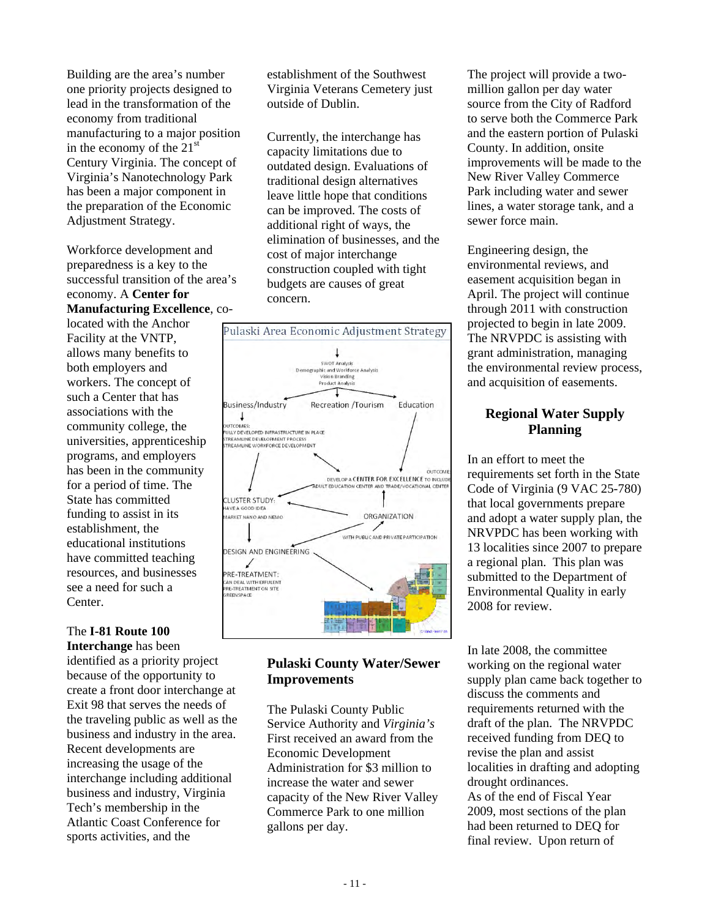Building are the area's number one priority projects designed to lead in the transformation of the economy from traditional manufacturing to a major position in the economy of the 21st Century Virginia. The concept of Virginia's Nanotechnology Park has been a major component in the preparation of the Economic Adjustment Strategy.

Workforce development and preparedness is a key to the successful transition of the area's economy. A **Center for Manufacturing Excellence**, co-located with the Anchor Facility at the VNTP, allows many benefits to both employers and workers. The concept of such a Center that has associations with the community college, the universities, apprenticeship programs, and employers has been in the community for a period of time. The State has committed funding to assist in its establishment, the educational institutions have committed teaching resources, and businesses see a need for such a Center.

The **I-81 Route 100 Interchange** has been identified as a priority project because of the opportunity to create a front door interchange at Exit 98 that serves the needs of the traveling public as well as the business and industry in the area. Recent developments are increasing the usage of the interchange including additional business and industry, Virginia Tech's membership in the Atlantic Coast Conference for sports activities, and the establishment of the Southwest Virginia Veterans Cemetery just outside of Dublin.

Currently, the interchange has capacity limitations due to outdated design. Evaluations of traditional design alternatives leave little hope that conditions can be improved. The costs of additional right of ways, the elimination of businesses, and the cost of major interchange construction coupled with tight budgets are causes of great concern.

Pulaski Area Economic Adjustment Strategy

SWOT Analysis
Demographic and Workforce Analysis
Vision Branding
Product Analysis

Business/Industry — Recreation /Tourism — Education

OUTCOMES:
FULLY DEVELOPED INFRASTRUCTURE IN PLACE
STREAMLINE DEVELOPMENT PROCESS
STREAMLINE WORKFORCE DEVELOPMENT

OUTCOME:
DEVELOP A CENTER FOR EXCELLENCE TO INCLUDE ADULT EDUCATION CENTER AND TRADE/VOCATIONAL CENTER

CLUSTER STUDY:
HAVE A GOOD IDEA
MARKET NANO AND NEMO

ORGANIZATION
WITH PUBLIC AND PRIVATE PARTICIPATION

DESIGN AND ENGINEERING

PRE-TREATMENT:
CAN DEAL WITH EFFULENT
PRE-TREATMENT ON SITE
GREENSPACE

## Pulaski County Water/Sewer Improvements

The Pulaski County Public Service Authority and *Virginia's* First received an award from the Economic Development Administration for \$3 million to increase the water and sewer capacity of the New River Valley Commerce Park to one million gallons per day.

The project will provide a two-million gallon per day water source from the City of Radford to serve both the Commerce Park and the eastern portion of Pulaski County. In addition, onsite improvements will be made to the New River Valley Commerce Park including water and sewer lines, a water storage tank, and a sewer force main.

Engineering design, the environmental reviews, and easement acquisition began in April. The project will continue through 2011 with construction projected to begin in late 2009. The NRVPDC is assisting with grant administration, managing the environmental review process, and acquisition of easements.

## Regional Water Supply Planning

In an effort to meet the requirements set forth in the State Code of Virginia (9 VAC 25-780) that local governments prepare and adopt a water supply plan, the NRVPDC has been working with 13 localities since 2007 to prepare a regional plan. This plan was submitted to the Department of Environmental Quality in early 2008 for review.

In late 2008, the committee working on the regional water supply plan came back together to discuss the comments and requirements returned with the draft of the plan. The NRVPDC received funding from DEQ to revise the plan and assist localities in drafting and adopting drought ordinances.
As of the end of Fiscal Year 2009, most sections of the plan had been returned to DEQ for final review. Upon return of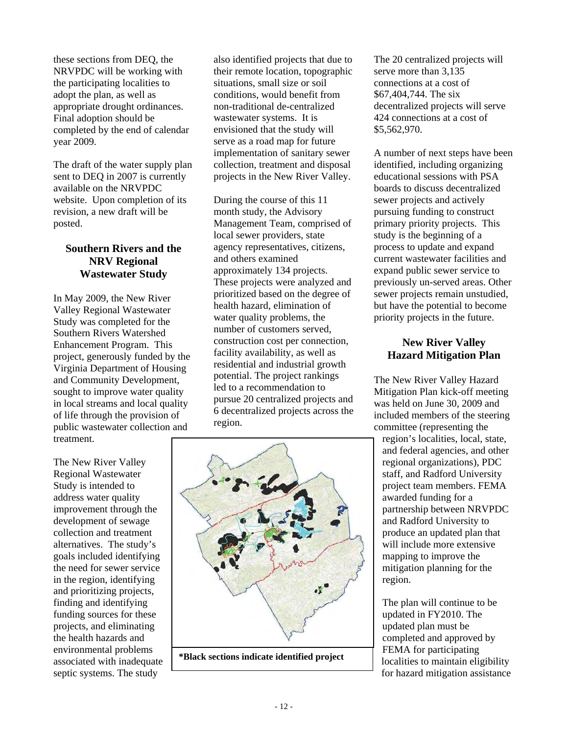these sections from DEQ, the NRVPDC will be working with the participating localities to adopt the plan, as well as appropriate drought ordinances. Final adoption should be completed by the end of calendar year 2009.

The draft of the water supply plan sent to DEQ in 2007 is currently available on the NRVPDC website. Upon completion of its revision, a new draft will be posted.

## Southern Rivers and the NRV Regional Wastewater Study

In May 2009, the New River Valley Regional Wastewater Study was completed for the Southern Rivers Watershed Enhancement Program. This project, generously funded by the Virginia Department of Housing and Community Development, sought to improve water quality in local streams and local quality of life through the provision of public wastewater collection and treatment.

The New River Valley Regional Wastewater Study is intended to address water quality improvement through the development of sewage collection and treatment alternatives. The study's goals included identifying the need for sewer service in the region, identifying and prioritizing projects, finding and identifying funding sources for these projects, and eliminating the health hazards and environmental problems associated with inadequate septic systems. The study also identified projects that due to their remote location, topographic situations, small size or soil conditions, would benefit from non-traditional de-centralized wastewater systems. It is envisioned that the study will serve as a road map for future implementation of sanitary sewer collection, treatment and disposal projects in the New River Valley.

During the course of this 11 month study, the Advisory Management Team, comprised of local sewer providers, state agency representatives, citizens, and others examined approximately 134 projects. These projects were analyzed and prioritized based on the degree of health hazard, elimination of water quality problems, the number of customers served, construction cost per connection, facility availability, as well as residential and industrial growth potential. The project rankings led to a recommendation to pursue 20 centralized projects and 6 decentralized projects across the region.

**\*Black sections indicate identified project**

The 20 centralized projects will serve more than 3,135 connections at a cost of $67,404,744. The six decentralized projects will serve 424 connections at a cost of $5,562,970.

A number of next steps have been identified, including organizing educational sessions with PSA boards to discuss decentralized sewer projects and actively pursuing funding to construct primary priority projects. This study is the beginning of a process to update and expand current wastewater facilities and expand public sewer service to previously un-served areas. Other sewer projects remain unstudied, but have the potential to become priority projects in the future.

## New River Valley Hazard Mitigation Plan

The New River Valley Hazard Mitigation Plan kick-off meeting was held on June 30, 2009 and included members of the steering committee (representing the region's localities, local, state, and federal agencies, and other regional organizations), PDC staff, and Radford University project team members. FEMA awarded funding for a partnership between NRVPDC and Radford University to produce an updated plan that will include more extensive mapping to improve the mitigation planning for the region.

The plan will continue to be updated in FY2010. The updated plan must be completed and approved by FEMA for participating localities to maintain eligibility for hazard mitigation assistance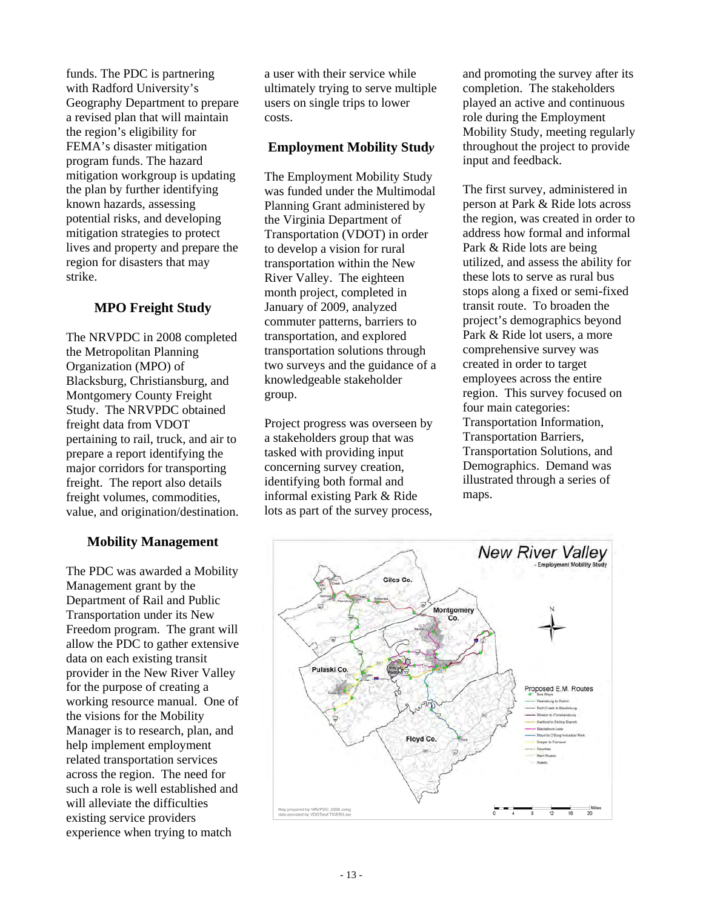funds. The PDC is partnering with Radford University's Geography Department to prepare a revised plan that will maintain the region's eligibility for FEMA's disaster mitigation program funds. The hazard mitigation workgroup is updating the plan by further identifying known hazards, assessing potential risks, and developing mitigation strategies to protect lives and property and prepare the region for disasters that may strike.

## MPO Freight Study

The NRVPDC in 2008 completed the Metropolitan Planning Organization (MPO) of Blacksburg, Christiansburg, and Montgomery County Freight Study. The NRVPDC obtained freight data from VDOT pertaining to rail, truck, and air to prepare a report identifying the major corridors for transporting freight. The report also details freight volumes, commodities, value, and origination/destination.

## Mobility Management

The PDC was awarded a Mobility Management grant by the Department of Rail and Public Transportation under its New Freedom program. The grant will allow the PDC to gather extensive data on each existing transit provider in the New River Valley for the purpose of creating a working resource manual. One of the visions for the Mobility Manager is to research, plan, and help implement employment related transportation services across the region. The need for such a role is well established and will alleviate the difficulties existing service providers experience when trying to match a user with their service while ultimately trying to serve multiple users on single trips to lower costs.

## Employment Mobility Study

The Employment Mobility Study was funded under the Multimodal Planning Grant administered by the Virginia Department of Transportation (VDOT) in order to develop a vision for rural transportation within the New River Valley. The eighteen month project, completed in January of 2009, analyzed commuter patterns, barriers to transportation, and explored transportation solutions through two surveys and the guidance of a knowledgeable stakeholder group.

Project progress was overseen by a stakeholders group that was tasked with providing input concerning survey creation, identifying both formal and informal existing Park & Ride lots as part of the survey process, and promoting the survey after its completion. The stakeholders played an active and continuous role during the Employment Mobility Study, meeting regularly throughout the project to provide input and feedback.

The first survey, administered in person at Park & Ride lots across the region, was created in order to address how formal and informal Park & Ride lots are being utilized, and assess the ability for these lots to serve as rural bus stops along a fixed or semi-fixed transit route. To broaden the project's demographics beyond Park & Ride lot users, a more comprehensive survey was created in order to target employees across the entire region. This survey focused on four main categories: Transportation Information, Transportation Barriers, Transportation Solutions, and Demographics. Demand was illustrated through a series of maps.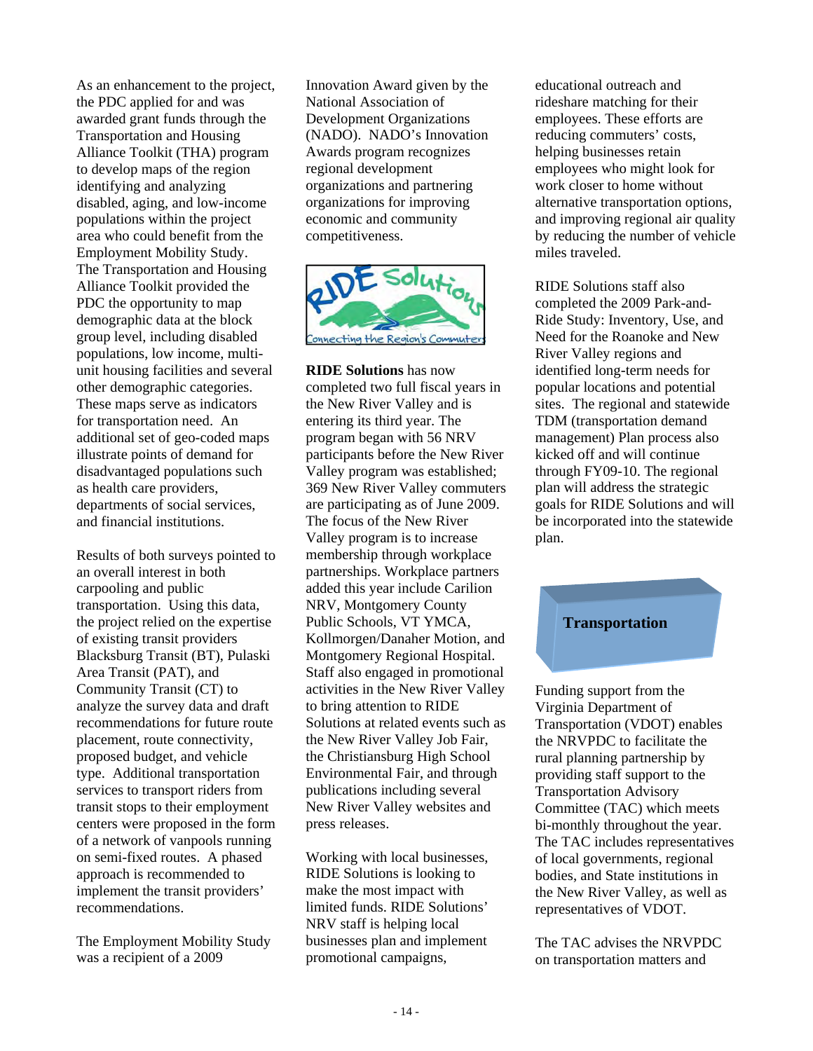As an enhancement to the project, the PDC applied for and was awarded grant funds through the Transportation and Housing Alliance Toolkit (THA) program to develop maps of the region identifying and analyzing disabled, aging, and low-income populations within the project area who could benefit from the Employment Mobility Study. The Transportation and Housing Alliance Toolkit provided the PDC the opportunity to map demographic data at the block group level, including disabled populations, low income, multi-unit housing facilities and several other demographic categories. These maps serve as indicators for transportation need. An additional set of geo-coded maps illustrate points of demand for disadvantaged populations such as health care providers, departments of social services, and financial institutions.

Results of both surveys pointed to an overall interest in both carpooling and public transportation. Using this data, the project relied on the expertise of existing transit providers Blacksburg Transit (BT), Pulaski Area Transit (PAT), and Community Transit (CT) to analyze the survey data and draft recommendations for future route placement, route connectivity, proposed budget, and vehicle type. Additional transportation services to transport riders from transit stops to their employment centers were proposed in the form of a network of vanpools running on semi-fixed routes. A phased approach is recommended to implement the transit providers' recommendations.

The Employment Mobility Study was a recipient of a 2009 Innovation Award given by the National Association of Development Organizations (NADO). NADO's Innovation Awards program recognizes regional development organizations and partnering organizations for improving economic and community competitiveness.

**RIDE Solutions** has now completed two full fiscal years in the New River Valley and is entering its third year. The program began with 56 NRV participants before the New River Valley program was established; 369 New River Valley commuters are participating as of June 2009. The focus of the New River Valley program is to increase membership through workplace partnerships. Workplace partners added this year include Carilion NRV, Montgomery County Public Schools, VT YMCA, Kollmorgen/Danaher Motion, and Montgomery Regional Hospital. Staff also engaged in promotional activities in the New River Valley to bring attention to RIDE Solutions at related events such as the New River Valley Job Fair, the Christiansburg High School Environmental Fair, and through publications including several New River Valley websites and press releases.

Working with local businesses, RIDE Solutions is looking to make the most impact with limited funds. RIDE Solutions' NRV staff is helping local businesses plan and implement promotional campaigns, educational outreach and rideshare matching for their employees. These efforts are reducing commuters' costs, helping businesses retain employees who might look for work closer to home without alternative transportation options, and improving regional air quality by reducing the number of vehicle miles traveled.

RIDE Solutions staff also completed the 2009 Park-and-Ride Study: Inventory, Use, and Need for the Roanoke and New River Valley regions and identified long-term needs for popular locations and potential sites. The regional and statewide TDM (transportation demand management) Plan process also kicked off and will continue through FY09-10. The regional plan will address the strategic goals for RIDE Solutions and will be incorporated into the statewide plan.

## Transportation

Funding support from the Virginia Department of Transportation (VDOT) enables the NRVPDC to facilitate the rural planning partnership by providing staff support to the Transportation Advisory Committee (TAC) which meets bi-monthly throughout the year. The TAC includes representatives of local governments, regional bodies, and State institutions in the New River Valley, as well as representatives of VDOT.

The TAC advises the NRVPDC on transportation matters and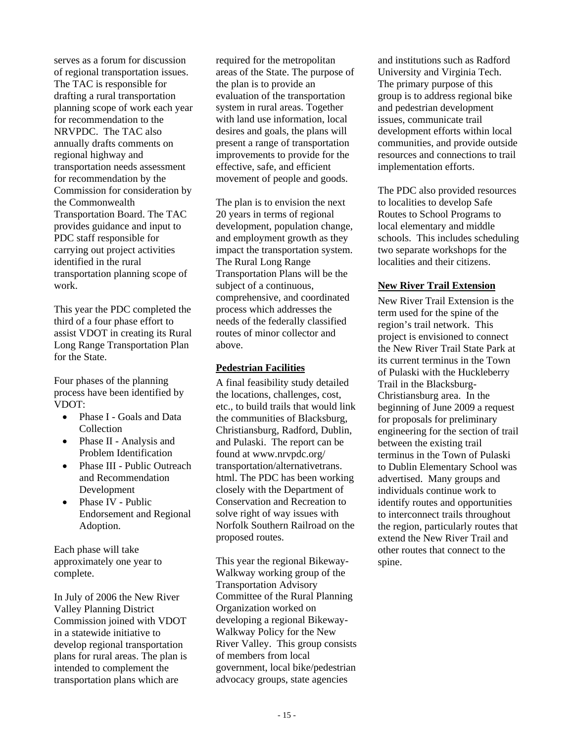serves as a forum for discussion of regional transportation issues. The TAC is responsible for drafting a rural transportation planning scope of work each year for recommendation to the NRVPDC. The TAC also annually drafts comments on regional highway and transportation needs assessment for recommendation by the Commission for consideration by the Commonwealth Transportation Board. The TAC provides guidance and input to PDC staff responsible for carrying out project activities identified in the rural transportation planning scope of work.

This year the PDC completed the third of a four phase effort to assist VDOT in creating its Rural Long Range Transportation Plan for the State.

Four phases of the planning process have been identified by VDOT:

- Phase I - Goals and Data Collection
- Phase II - Analysis and Problem Identification
- Phase III - Public Outreach and Recommendation Development
- Phase IV - Public Endorsement and Regional Adoption.

Each phase will take approximately one year to complete.

In July of 2006 the New River Valley Planning District Commission joined with VDOT in a statewide initiative to develop regional transportation plans for rural areas. The plan is intended to complement the transportation plans which are required for the metropolitan areas of the State. The purpose of the plan is to provide an evaluation of the transportation system in rural areas. Together with land use information, local desires and goals, the plans will present a range of transportation improvements to provide for the effective, safe, and efficient movement of people and goods.

The plan is to envision the next 20 years in terms of regional development, population change, and employment growth as they impact the transportation system. The Rural Long Range Transportation Plans will be the subject of a continuous, comprehensive, and coordinated process which addresses the needs of the federally classified routes of minor collector and above.

## Pedestrian Facilities

A final feasibility study detailed the locations, challenges, cost, etc., to build trails that would link the communities of Blacksburg, Christiansburg, Radford, Dublin, and Pulaski. The report can be found at www.nrvpdc.org/ transportation/alternativetrans. html. The PDC has been working closely with the Department of Conservation and Recreation to solve right of way issues with Norfolk Southern Railroad on the proposed routes.

This year the regional Bikeway-Walkway working group of the Transportation Advisory Committee of the Rural Planning Organization worked on developing a regional Bikeway-Walkway Policy for the New River Valley. This group consists of members from local government, local bike/pedestrian advocacy groups, state agencies and institutions such as Radford University and Virginia Tech. The primary purpose of this group is to address regional bike and pedestrian development issues, communicate trail development efforts within local communities, and provide outside resources and connections to trail implementation efforts.

The PDC also provided resources to localities to develop Safe Routes to School Programs to local elementary and middle schools. This includes scheduling two separate workshops for the localities and their citizens.

## New River Trail Extension

New River Trail Extension is the term used for the spine of the region's trail network. This project is envisioned to connect the New River Trail State Park at its current terminus in the Town of Pulaski with the Huckleberry Trail in the Blacksburg-Christiansburg area. In the beginning of June 2009 a request for proposals for preliminary engineering for the section of trail between the existing trail terminus in the Town of Pulaski to Dublin Elementary School was advertised. Many groups and individuals continue work to identify routes and opportunities to interconnect trails throughout the region, particularly routes that extend the New River Trail and other routes that connect to the spine.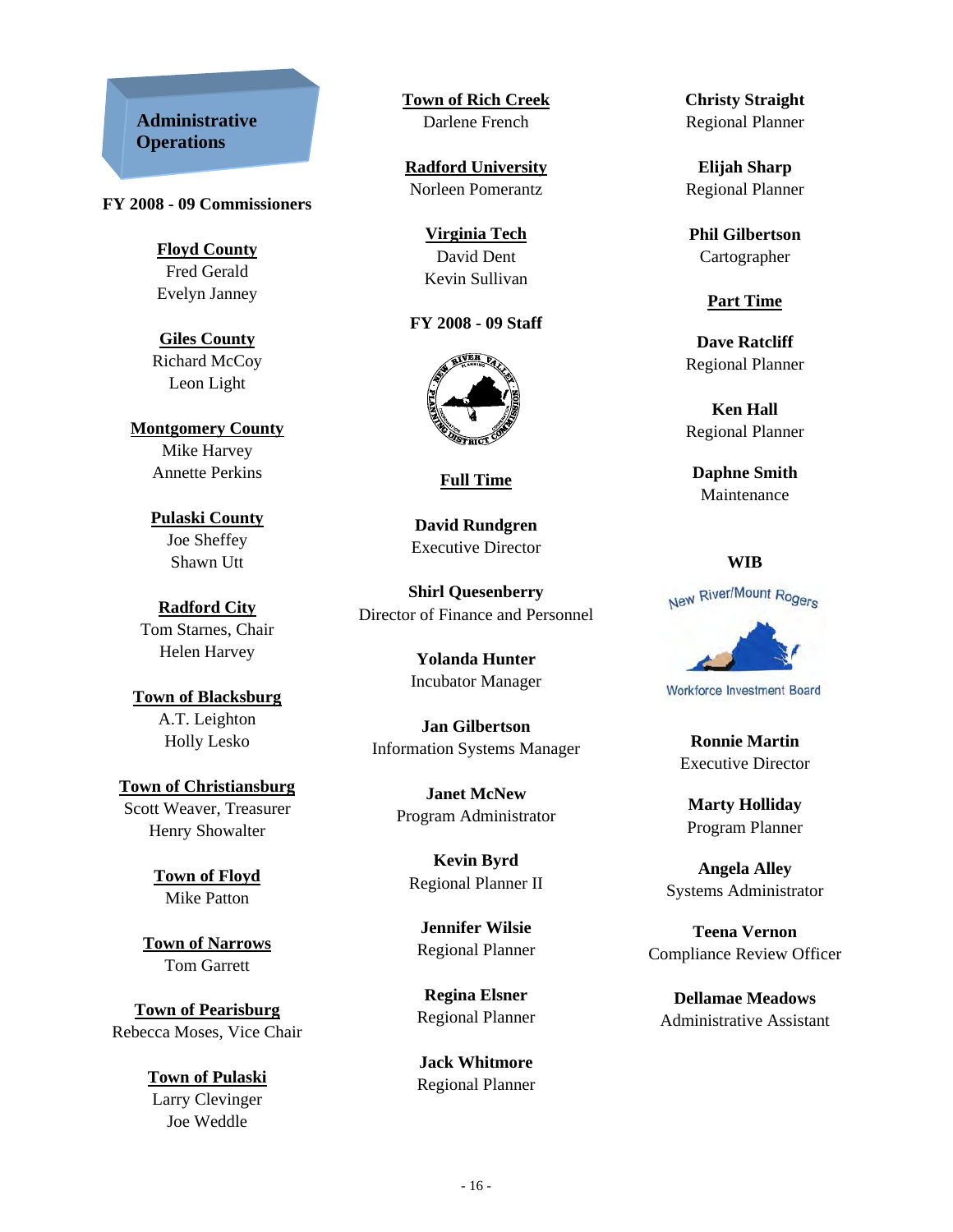## Administrative Operations

**FY 2008 - 09 Commissioners**

**Floyd County**
Fred Gerald
Evelyn Janney

**Giles County**
Richard McCoy
Leon Light

**Montgomery County**
Mike Harvey
Annette Perkins

**Pulaski County**
Joe Sheffey
Shawn Utt

**Radford City**
Tom Starnes, Chair
Helen Harvey

**Town of Blacksburg**
A.T. Leighton
Holly Lesko

**Town of Christiansburg**
Scott Weaver, Treasurer
Henry Showalter

**Town of Floyd**
Mike Patton

**Town of Narrows**
Tom Garrett

**Town of Pearisburg**
Rebecca Moses, Vice Chair

**Town of Pulaski**
Larry Clevinger
Joe Weddle

**Town of Rich Creek**
Darlene French

**Radford University**
Norleen Pomerantz

**Virginia Tech**
David Dent
Kevin Sullivan

**FY 2008 - 09 Staff**

**Full Time**

**David Rundgren**
Executive Director

**Shirl Quesenberry**
Director of Finance and Personnel

**Yolanda Hunter**
Incubator Manager

**Jan Gilbertson**
Information Systems Manager

**Janet McNew**
Program Administrator

**Kevin Byrd**
Regional Planner II

**Jennifer Wilsie**
Regional Planner

**Regina Elsner**
Regional Planner

**Jack Whitmore**
Regional Planner

**Christy Straight**
Regional Planner

**Elijah Sharp**
Regional Planner

**Phil Gilbertson**
Cartographer

**Part Time**

**Dave Ratcliff**
Regional Planner

**Ken Hall**
Regional Planner

**Daphne Smith**
Maintenance

**WIB**

New River/Mount Rogers Workforce Investment Board

**Ronnie Martin**
Executive Director

**Marty Holliday**
Program Planner

**Angela Alley**
Systems Administrator

**Teena Vernon**
Compliance Review Officer

**Dellamae Meadows**
Administrative Assistant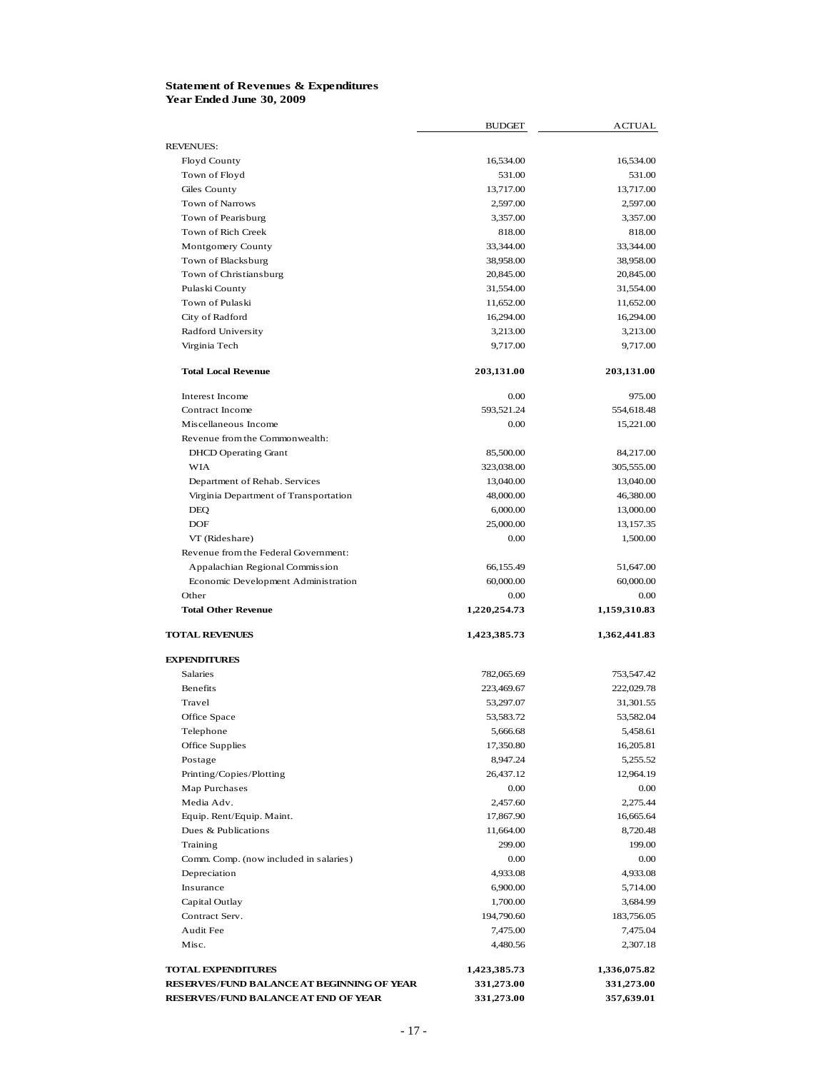**Statement of Revenues & Expenditures**
**Year Ended June 30, 2009**

| | BUDGET | ACTUAL |
|---|---|---|
| REVENUES: | | |
| Floyd County | 16,534.00 | 16,534.00 |
| Town of Floyd | 531.00 | 531.00 |
| Giles County | 13,717.00 | 13,717.00 |
| Town of Narrows | 2,597.00 | 2,597.00 |
| Town of Pearisburg | 3,357.00 | 3,357.00 |
| Town of Rich Creek | 818.00 | 818.00 |
| Montgomery County | 33,344.00 | 33,344.00 |
| Town of Blacksburg | 38,958.00 | 38,958.00 |
| Town of Christiansburg | 20,845.00 | 20,845.00 |
| Pulaski County | 31,554.00 | 31,554.00 |
| Town of Pulaski | 11,652.00 | 11,652.00 |
| City of Radford | 16,294.00 | 16,294.00 |
| Radford University | 3,213.00 | 3,213.00 |
| Virginia Tech | 9,717.00 | 9,717.00 |
| **Total Local Revenue** | **203,131.00** | **203,131.00** |
| Interest Income | 0.00 | 975.00 |
| Contract Income | 593,521.24 | 554,618.48 |
| Miscellaneous Income | 0.00 | 15,221.00 |
| Revenue from the Commonwealth: | | |
| DHCD Operating Grant | 85,500.00 | 84,217.00 |
| WIA | 323,038.00 | 305,555.00 |
| Department of Rehab. Services | 13,040.00 | 13,040.00 |
| Virginia Department of Transportation | 48,000.00 | 46,380.00 |
| DEQ | 6,000.00 | 13,000.00 |
| DOF | 25,000.00 | 13,157.35 |
| VT (Rideshare) | 0.00 | 1,500.00 |
| Revenue from the Federal Government: | | |
| Appalachian Regional Commission | 66,155.49 | 51,647.00 |
| Economic Development Administration | 60,000.00 | 60,000.00 |
| Other | 0.00 | 0.00 |
| **Total Other Revenue** | **1,220,254.73** | **1,159,310.83** |
| **TOTAL REVENUES** | **1,423,385.73** | **1,362,441.83** |
| **EXPENDITURES** | | |
| Salaries | 782,065.69 | 753,547.42 |
| Benefits | 223,469.67 | 222,029.78 |
| Travel | 53,297.07 | 31,301.55 |
| Office Space | 53,583.72 | 53,582.04 |
| Telephone | 5,666.68 | 5,458.61 |
| Office Supplies | 17,350.80 | 16,205.81 |
| Postage | 8,947.24 | 5,255.52 |
| Printing/Copies/Plotting | 26,437.12 | 12,964.19 |
| Map Purchases | 0.00 | 0.00 |
| Media Adv. | 2,457.60 | 2,275.44 |
| Equip. Rent/Equip. Maint. | 17,867.90 | 16,665.64 |
| Dues & Publications | 11,664.00 | 8,720.48 |
| Training | 299.00 | 199.00 |
| Comm. Comp. (now included in salaries) | 0.00 | 0.00 |
| Depreciation | 4,933.08 | 4,933.08 |
| Insurance | 6,900.00 | 5,714.00 |
| Capital Outlay | 1,700.00 | 3,684.99 |
| Contract Serv. | 194,790.60 | 183,756.05 |
| Audit Fee | 7,475.00 | 7,475.04 |
| Misc. | 4,480.56 | 2,307.18 |
| **TOTAL EXPENDITURES** | **1,423,385.73** | **1,336,075.82** |
| **RESERVES/FUND BALANCE AT BEGINNING OF YEAR** | **331,273.00** | **331,273.00** |
| **RESERVES/FUND BALANCE AT END OF YEAR** | **331,273.00** | **357,639.01** |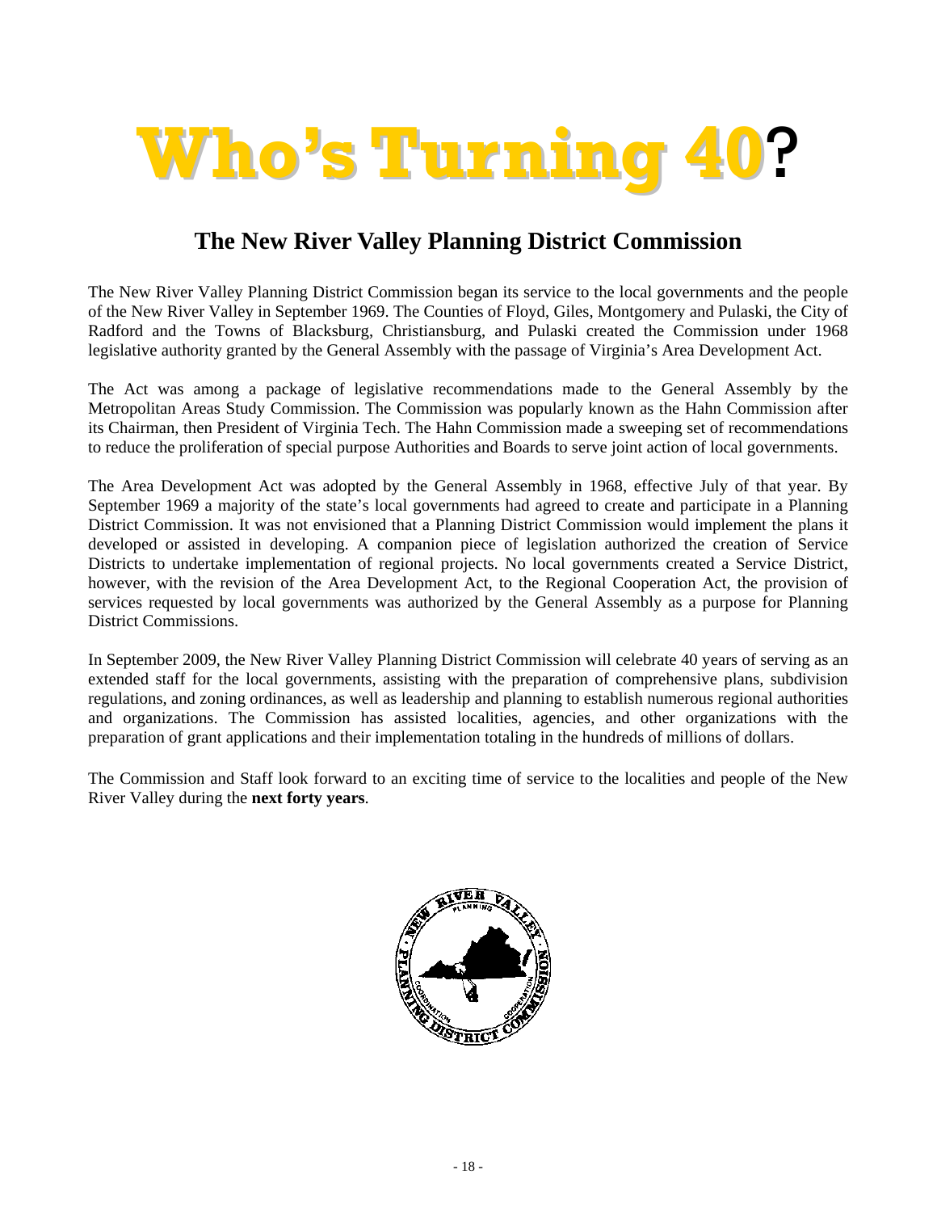# Who's Turning 40?

## The New River Valley Planning District Commission

The New River Valley Planning District Commission began its service to the local governments and the people of the New River Valley in September 1969. The Counties of Floyd, Giles, Montgomery and Pulaski, the City of Radford and the Towns of Blacksburg, Christiansburg, and Pulaski created the Commission under 1968 legislative authority granted by the General Assembly with the passage of Virginia's Area Development Act.

The Act was among a package of legislative recommendations made to the General Assembly by the Metropolitan Areas Study Commission. The Commission was popularly known as the Hahn Commission after its Chairman, then President of Virginia Tech. The Hahn Commission made a sweeping set of recommendations to reduce the proliferation of special purpose Authorities and Boards to serve joint action of local governments.

The Area Development Act was adopted by the General Assembly in 1968, effective July of that year. By September 1969 a majority of the state's local governments had agreed to create and participate in a Planning District Commission. It was not envisioned that a Planning District Commission would implement the plans it developed or assisted in developing. A companion piece of legislation authorized the creation of Service Districts to undertake implementation of regional projects. No local governments created a Service District, however, with the revision of the Area Development Act, to the Regional Cooperation Act, the provision of services requested by local governments was authorized by the General Assembly as a purpose for Planning District Commissions.

In September 2009, the New River Valley Planning District Commission will celebrate 40 years of serving as an extended staff for the local governments, assisting with the preparation of comprehensive plans, subdivision regulations, and zoning ordinances, as well as leadership and planning to establish numerous regional authorities and organizations. The Commission has assisted localities, agencies, and other organizations with the preparation of grant applications and their implementation totaling in the hundreds of millions of dollars.

The Commission and Staff look forward to an exciting time of service to the localities and people of the New River Valley during the **next forty years**.